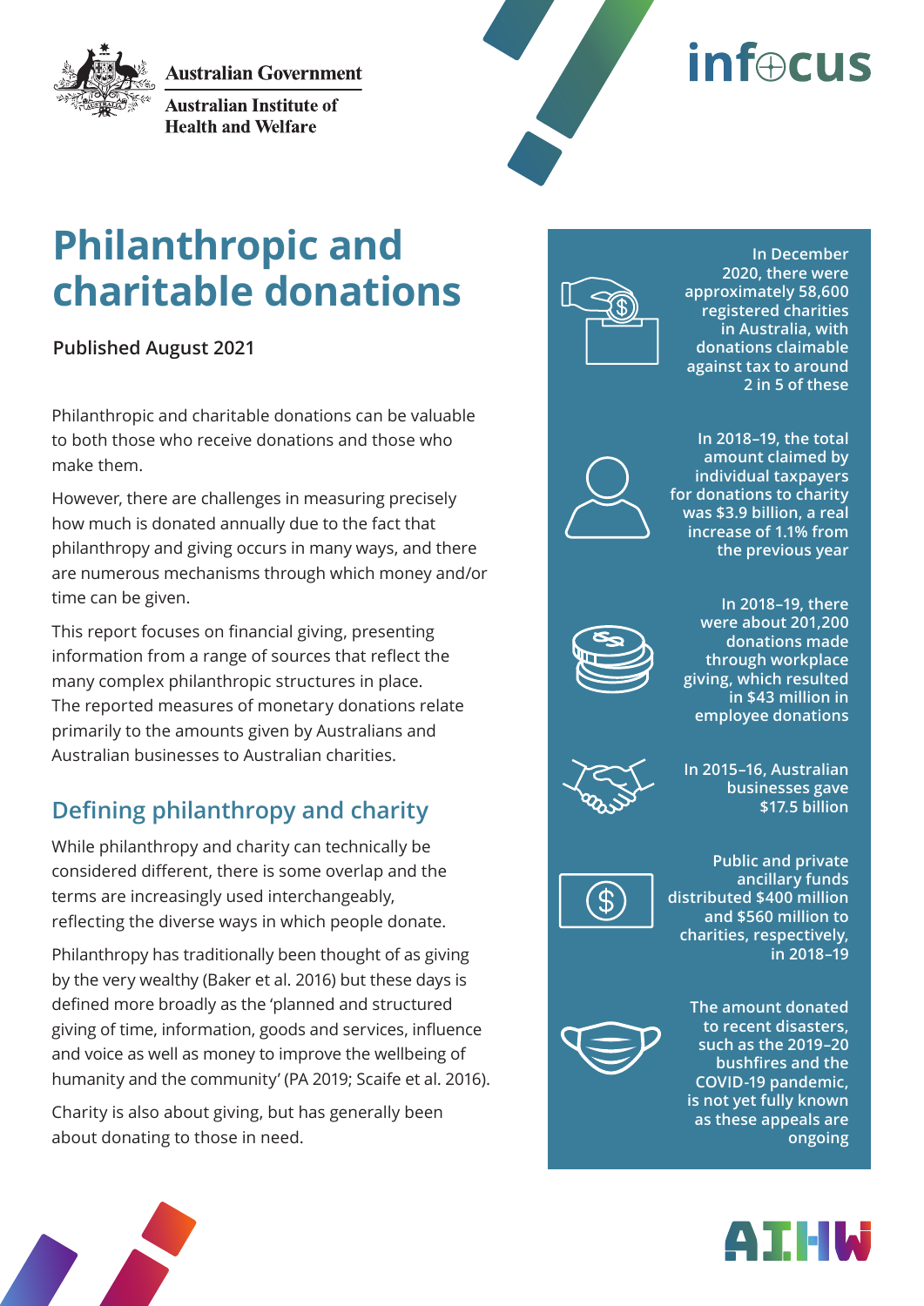Australian Government

Australian Institute of Health and Welfare

infocus

# Philanthropic and charitable donations

**Published August 2021**

Philanthropic and charitable donations can be valuable to both those who receive donations and those who make them.

However, there are challenges in measuring precisely how much is donated annually due to the fact that philanthropy and giving occurs in many ways, and there are numerous mechanisms through which money and/or time can be given.

This report focuses on financial giving, presenting information from a range of sources that reflect the many complex philanthropic structures in place. The reported measures of monetary donations relate primarily to the amounts given by Australians and Australian businesses to Australian charities.

## Defining philanthropy and charity

While philanthropy and charity can technically be considered different, there is some overlap and the terms are increasingly used interchangeably, reflecting the diverse ways in which people donate.

Philanthropy has traditionally been thought of as giving by the very wealthy (Baker et al. 2016) but these days is defined more broadly as the 'planned and structured giving of time, information, goods and services, influence and voice as well as money to improve the wellbeing of humanity and the community' (PA 2019; Scaife et al. 2016).

Charity is also about giving, but has generally been about donating to those in need.

**In December 2020, there were approximately 58,600 registered charities in Australia, with donations claimable against tax to around 2 in 5 of these**

**In 2018–19, the total amount claimed by individual taxpayers for donations to charity was $3.9 billion, a real increase of 1.1% from the previous year**

**In 2018–19, there were about 201,200 donations made through workplace giving, which resulted in $43 million in employee donations**

**In 2015–16, Australian businesses gave $17.5 billion**

**Public and private ancillary funds distributed $400 million and $560 million to charities, respectively, in 2018–19**

**The amount donated to recent disasters, such as the 2019–20 bushfires and the COVID-19 pandemic, is not yet fully known as these appeals are ongoing**

AIHW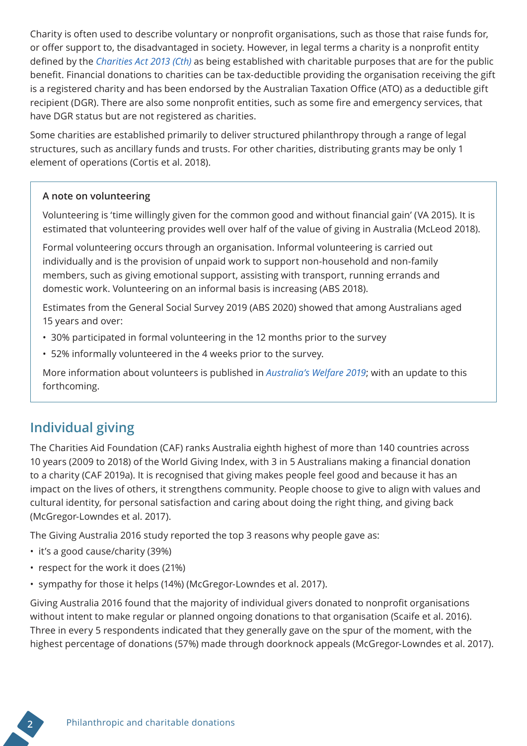Charity is often used to describe voluntary or nonprofit organisations, such as those that raise funds for, or offer support to, the disadvantaged in society. However, in legal terms a charity is a nonprofit entity defined by the *Charities Act 2013 (Cth)* as being established with charitable purposes that are for the public benefit. Financial donations to charities can be tax-deductible providing the organisation receiving the gift is a registered charity and has been endorsed by the Australian Taxation Office (ATO) as a deductible gift recipient (DGR). There are also some nonprofit entities, such as some fire and emergency services, that have DGR status but are not registered as charities.

Some charities are established primarily to deliver structured philanthropy through a range of legal structures, such as ancillary funds and trusts. For other charities, distributing grants may be only 1 element of operations (Cortis et al. 2018).

**A note on volunteering**

Volunteering is 'time willingly given for the common good and without financial gain' (VA 2015). It is estimated that volunteering provides well over half of the value of giving in Australia (McLeod 2018).

Formal volunteering occurs through an organisation. Informal volunteering is carried out individually and is the provision of unpaid work to support non-household and non-family members, such as giving emotional support, assisting with transport, running errands and domestic work. Volunteering on an informal basis is increasing (ABS 2018).

Estimates from the General Social Survey 2019 (ABS 2020) showed that among Australians aged 15 years and over:

- 30% participated in formal volunteering in the 12 months prior to the survey
- 52% informally volunteered in the 4 weeks prior to the survey.

More information about volunteers is published in *Australia's Welfare 2019*; with an update to this forthcoming.

## Individual giving

The Charities Aid Foundation (CAF) ranks Australia eighth highest of more than 140 countries across 10 years (2009 to 2018) of the World Giving Index, with 3 in 5 Australians making a financial donation to a charity (CAF 2019a). It is recognised that giving makes people feel good and because it has an impact on the lives of others, it strengthens community. People choose to give to align with values and cultural identity, for personal satisfaction and caring about doing the right thing, and giving back (McGregor-Lowndes et al. 2017).

The Giving Australia 2016 study reported the top 3 reasons why people gave as:

- it's a good cause/charity (39%)
- respect for the work it does (21%)
- sympathy for those it helps (14%) (McGregor-Lowndes et al. 2017).

Giving Australia 2016 found that the majority of individual givers donated to nonprofit organisations without intent to make regular or planned ongoing donations to that organisation (Scaife et al. 2016). Three in every 5 respondents indicated that they generally gave on the spur of the moment, with the highest percentage of donations (57%) made through doorknock appeals (McGregor-Lowndes et al. 2017).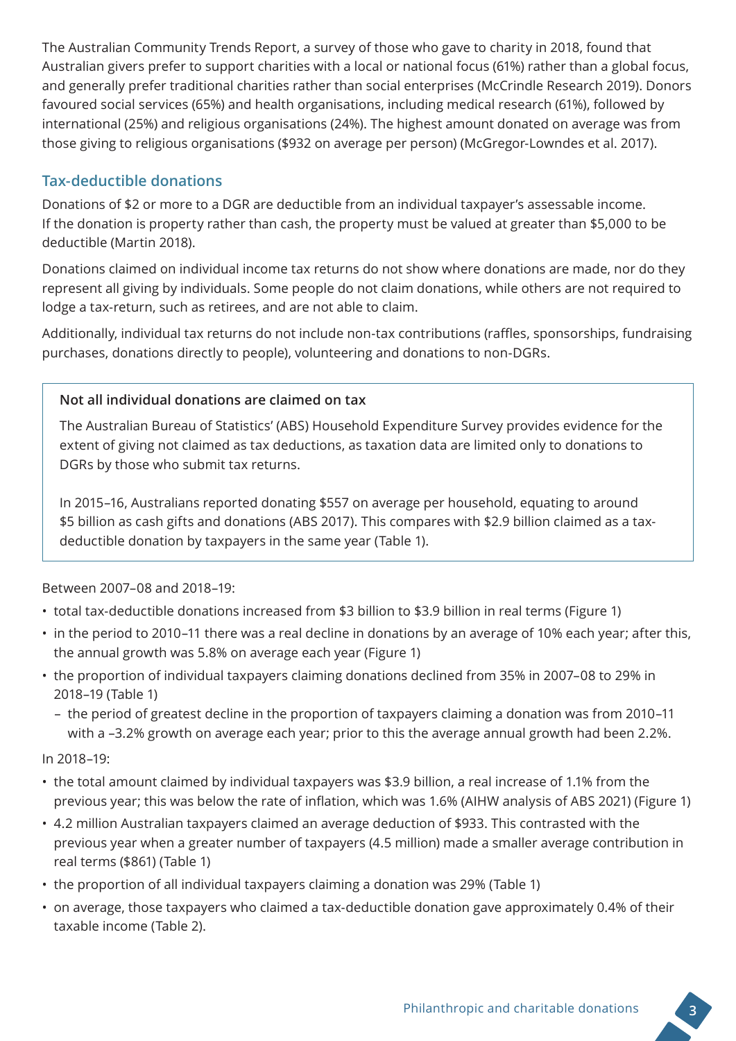The Australian Community Trends Report, a survey of those who gave to charity in 2018, found that Australian givers prefer to support charities with a local or national focus (61%) rather than a global focus, and generally prefer traditional charities rather than social enterprises (McCrindle Research 2019). Donors favoured social services (65%) and health organisations, including medical research (61%), followed by international (25%) and religious organisations (24%). The highest amount donated on average was from those giving to religious organisations ($932 on average per person) (McGregor-Lowndes et al. 2017).

## Tax-deductible donations

Donations of $2 or more to a DGR are deductible from an individual taxpayer's assessable income. If the donation is property rather than cash, the property must be valued at greater than $5,000 to be deductible (Martin 2018).

Donations claimed on individual income tax returns do not show where donations are made, nor do they represent all giving by individuals. Some people do not claim donations, while others are not required to lodge a tax-return, such as retirees, and are not able to claim.

Additionally, individual tax returns do not include non-tax contributions (raffles, sponsorships, fundraising purchases, donations directly to people), volunteering and donations to non-DGRs.

> **Not all individual donations are claimed on tax**
>
> The Australian Bureau of Statistics' (ABS) Household Expenditure Survey provides evidence for the extent of giving not claimed as tax deductions, as taxation data are limited only to donations to DGRs by those who submit tax returns.
>
> In 2015–16, Australians reported donating $557 on average per household, equating to around $5 billion as cash gifts and donations (ABS 2017). This compares with $2.9 billion claimed as a tax-deductible donation by taxpayers in the same year (Table 1).

Between 2007–08 and 2018–19:

- total tax-deductible donations increased from $3 billion to $3.9 billion in real terms (Figure 1)
- in the period to 2010–11 there was a real decline in donations by an average of 10% each year; after this, the annual growth was 5.8% on average each year (Figure 1)
- the proportion of individual taxpayers claiming donations declined from 35% in 2007–08 to 29% in 2018–19 (Table 1)
  - the period of greatest decline in the proportion of taxpayers claiming a donation was from 2010–11 with a –3.2% growth on average each year; prior to this the average annual growth had been 2.2%.

In 2018–19:

- the total amount claimed by individual taxpayers was $3.9 billion, a real increase of 1.1% from the previous year; this was below the rate of inflation, which was 1.6% (AIHW analysis of ABS 2021) (Figure 1)
- 4.2 million Australian taxpayers claimed an average deduction of $933. This contrasted with the previous year when a greater number of taxpayers (4.5 million) made a smaller average contribution in real terms ($861) (Table 1)
- the proportion of all individual taxpayers claiming a donation was 29% (Table 1)
- on average, those taxpayers who claimed a tax-deductible donation gave approximately 0.4% of their taxable income (Table 2).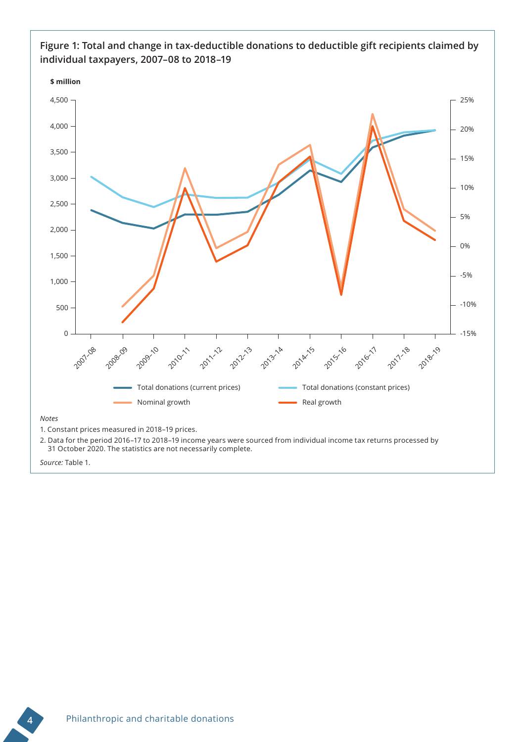**Figure 1: Total and change in tax-deductible donations to deductible gift recipients claimed by individual taxpayers, 2007–08 to 2018–19**

*Notes*

1. Constant prices measured in 2018–19 prices.
2. Data for the period 2016–17 to 2018–19 income years were sourced from individual income tax returns processed by 31 October 2020. The statistics are not necessarily complete.

*Source:* Table 1.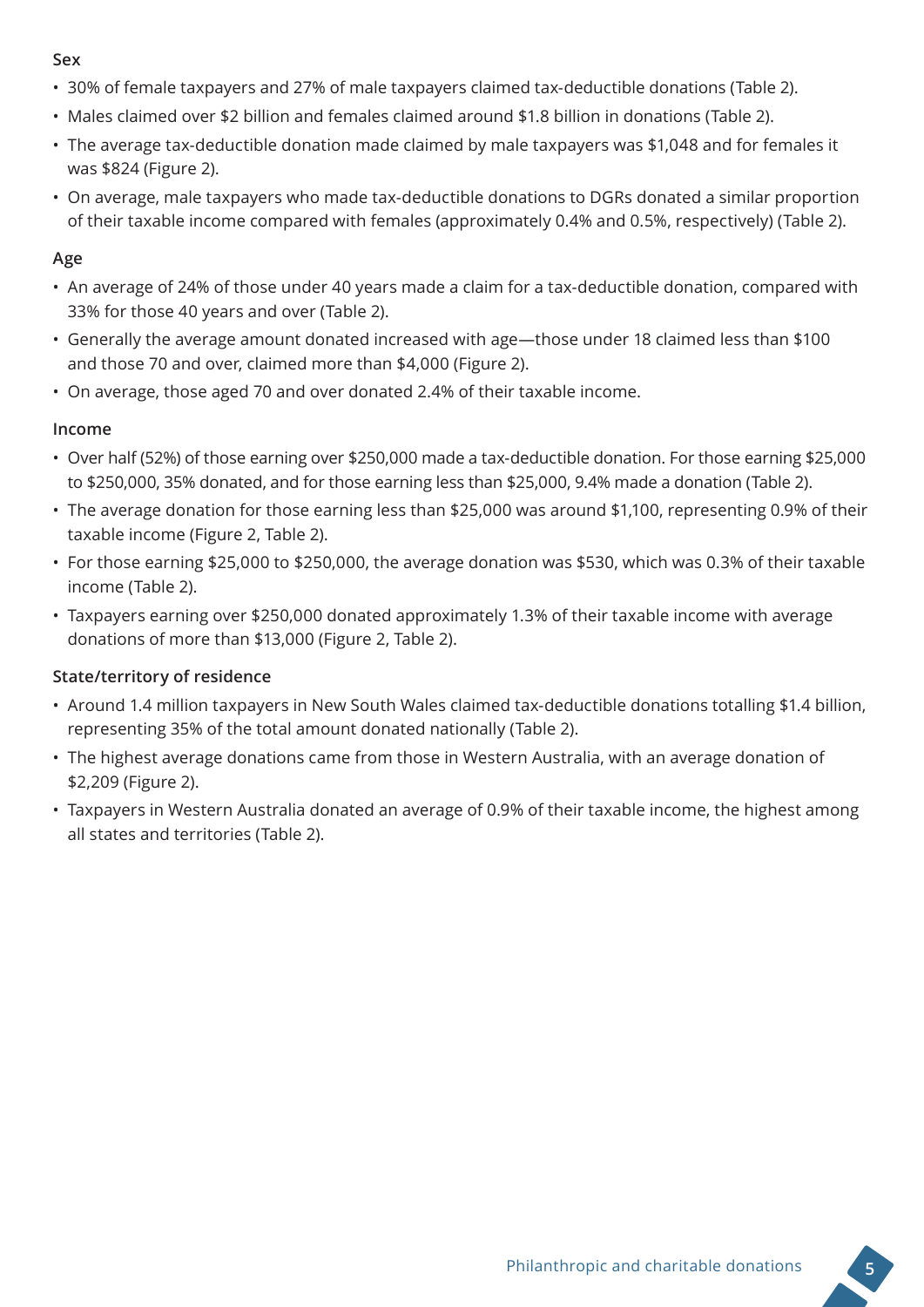### Sex

- 30% of female taxpayers and 27% of male taxpayers claimed tax-deductible donations (Table 2).
- Males claimed over $2 billion and females claimed around $1.8 billion in donations (Table 2).
- The average tax-deductible donation made claimed by male taxpayers was $1,048 and for females it was $824 (Figure 2).
- On average, male taxpayers who made tax-deductible donations to DGRs donated a similar proportion of their taxable income compared with females (approximately 0.4% and 0.5%, respectively) (Table 2).

### Age

- An average of 24% of those under 40 years made a claim for a tax-deductible donation, compared with 33% for those 40 years and over (Table 2).
- Generally the average amount donated increased with age—those under 18 claimed less than $100 and those 70 and over, claimed more than $4,000 (Figure 2).
- On average, those aged 70 and over donated 2.4% of their taxable income.

### Income

- Over half (52%) of those earning over $250,000 made a tax-deductible donation. For those earning $25,000 to $250,000, 35% donated, and for those earning less than $25,000, 9.4% made a donation (Table 2).
- The average donation for those earning less than $25,000 was around $1,100, representing 0.9% of their taxable income (Figure 2, Table 2).
- For those earning $25,000 to $250,000, the average donation was $530, which was 0.3% of their taxable income (Table 2).
- Taxpayers earning over $250,000 donated approximately 1.3% of their taxable income with average donations of more than $13,000 (Figure 2, Table 2).

### State/territory of residence

- Around 1.4 million taxpayers in New South Wales claimed tax-deductible donations totalling $1.4 billion, representing 35% of the total amount donated nationally (Table 2).
- The highest average donations came from those in Western Australia, with an average donation of $2,209 (Figure 2).
- Taxpayers in Western Australia donated an average of 0.9% of their taxable income, the highest among all states and territories (Table 2).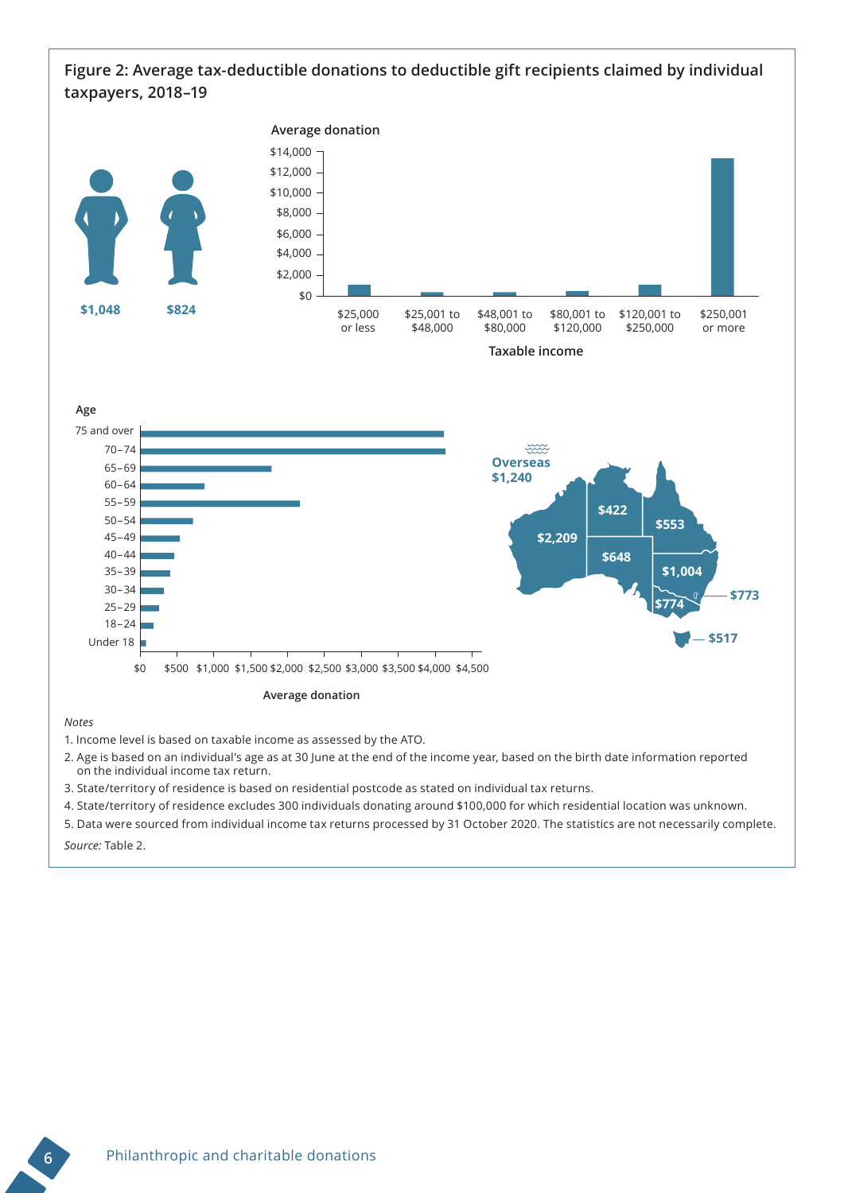**Figure 2: Average tax-deductible donations to deductible gift recipients claimed by individual taxpayers, 2018–19**

$1,048

$824

Average donation

$14,000
$12,000
$10,000
$8,000
$6,000
$4,000
$2,000
$0

$25,000 or less | $25,001 to $48,000 | $48,001 to $80,000 | $80,001 to $120,000 | $120,001 to $250,000 | $250,001 or more

Taxable income

Age

75 and over
70–74
65–69
60–64
55–59
50–54
45–49
40–44
35–39
30–34
25–29
18–24
Under 18

$0 $500 $1,000 $1,500 $2,000 $2,500 $3,000 $3,500 $4,000 $4,500

Average donation

Overseas $1,240

$422

$553

$2,209

$648

$1,004

$773

$774

$517

*Notes*

1. Income level is based on taxable income as assessed by the ATO.
2. Age is based on an individual's age as at 30 June at the end of the income year, based on the birth date information reported on the individual income tax return.
3. State/territory of residence is based on residential postcode as stated on individual tax returns.
4. State/territory of residence excludes 300 individuals donating around $100,000 for which residential location was unknown.
5. Data were sourced from individual income tax returns processed by 31 October 2020. The statistics are not necessarily complete.

*Source:* Table 2.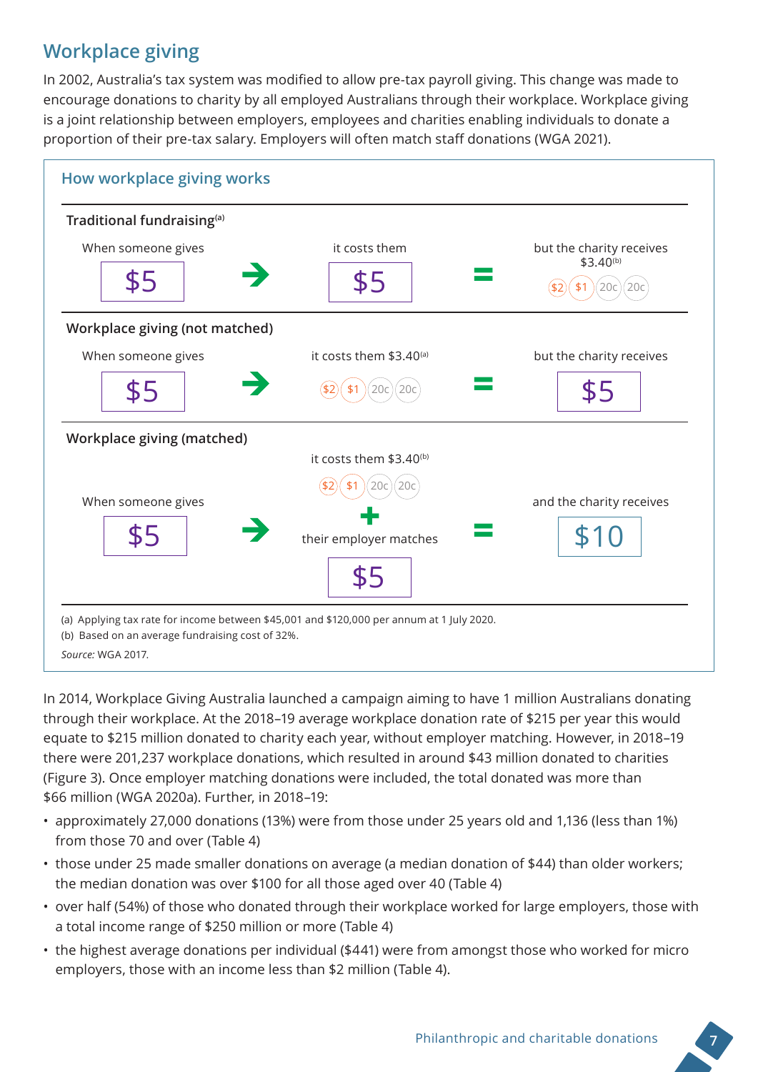## Workplace giving

In 2002, Australia's tax system was modified to allow pre-tax payroll giving. This change was made to encourage donations to charity by all employed Australians through their workplace. Workplace giving is a joint relationship between employers, employees and charities enabling individuals to donate a proportion of their pre-tax salary. Employers will often match staff donations (WGA 2021).

### How workplace giving works

**Traditional fundraising**[(a)]

When someone gives **$5** → it costs them **$5** = but the charity receives $3.40[(b)] ($2 $1 20c 20c)

**Workplace giving (not matched)**

When someone gives **$5** → it costs them $3.40[(a)] ($2 $1 20c 20c) = but the charity receives **$5**

**Workplace giving (matched)**

When someone gives **$5** → it costs them $3.40[(b)] ($2 $1 20c 20c) + their employer matches **$5** = and the charity receives **$10**

(a) Applying tax rate for income between $45,001 and $120,000 per annum at 1 July 2020.

(b) Based on an average fundraising cost of 32%.

*Source:* WGA 2017.

In 2014, Workplace Giving Australia launched a campaign aiming to have 1 million Australians donating through their workplace. At the 2018–19 average workplace donation rate of $215 per year this would equate to $215 million donated to charity each year, without employer matching. However, in 2018–19 there were 201,237 workplace donations, which resulted in around $43 million donated to charities (Figure 3). Once employer matching donations were included, the total donated was more than $66 million (WGA 2020a). Further, in 2018–19:

- approximately 27,000 donations (13%) were from those under 25 years old and 1,136 (less than 1%) from those 70 and over (Table 4)
- those under 25 made smaller donations on average (a median donation of $44) than older workers; the median donation was over $100 for all those aged over 40 (Table 4)
- over half (54%) of those who donated through their workplace worked for large employers, those with a total income range of $250 million or more (Table 4)
- the highest average donations per individual ($441) were from amongst those who worked for micro employers, those with an income less than $2 million (Table 4).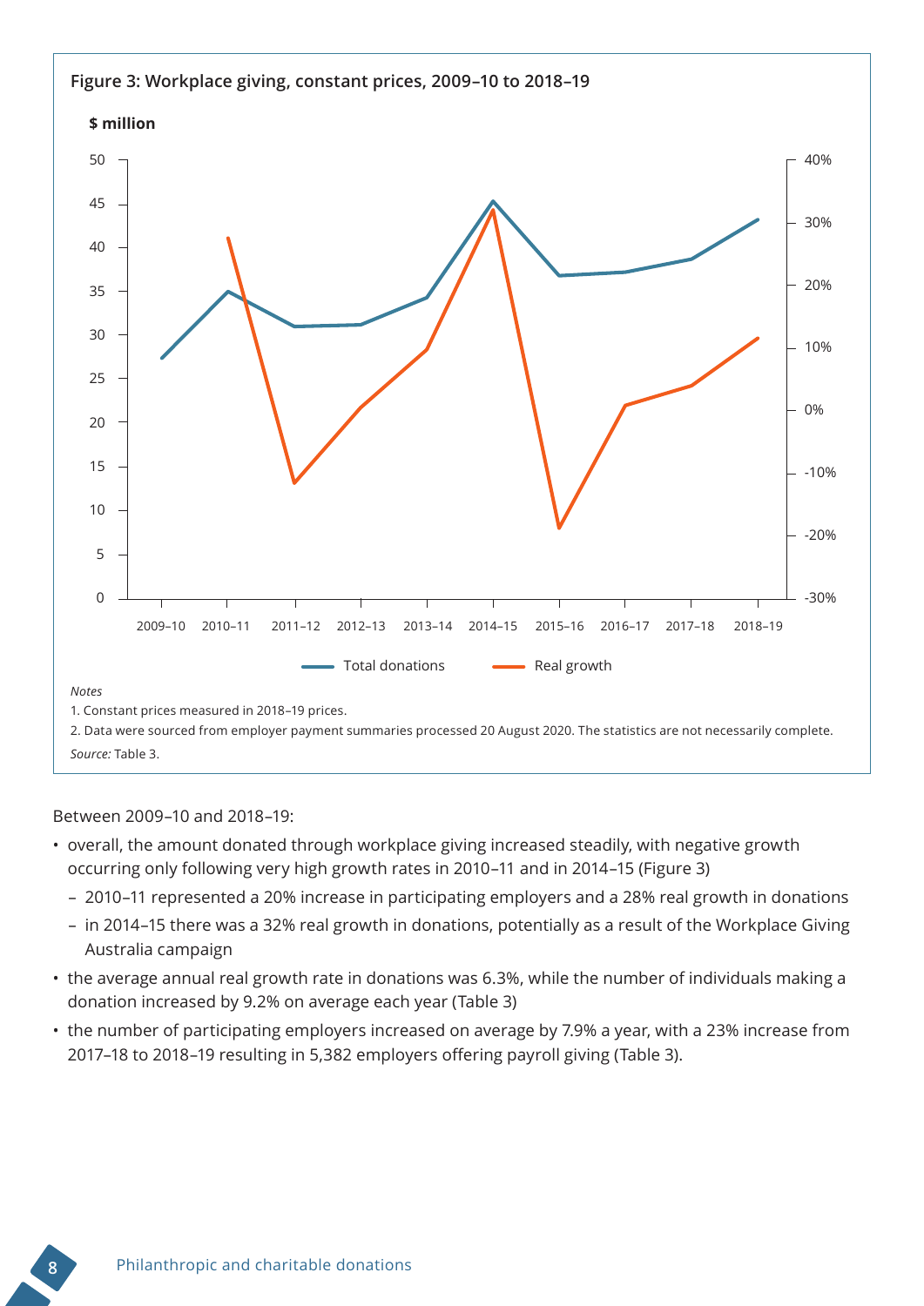**Figure 3: Workplace giving, constant prices, 2009–10 to 2018–19**

*Notes*

1. Constant prices measured in 2018–19 prices.
2. Data were sourced from employer payment summaries processed 20 August 2020. The statistics are not necessarily complete.

*Source:* Table 3.

Between 2009–10 and 2018–19:

- overall, the amount donated through workplace giving increased steadily, with negative growth occurring only following very high growth rates in 2010–11 and in 2014–15 (Figure 3)
  - 2010–11 represented a 20% increase in participating employers and a 28% real growth in donations
  - in 2014–15 there was a 32% real growth in donations, potentially as a result of the Workplace Giving Australia campaign
- the average annual real growth rate in donations was 6.3%, while the number of individuals making a donation increased by 9.2% on average each year (Table 3)
- the number of participating employers increased on average by 7.9% a year, with a 23% increase from 2017–18 to 2018–19 resulting in 5,382 employers offering payroll giving (Table 3).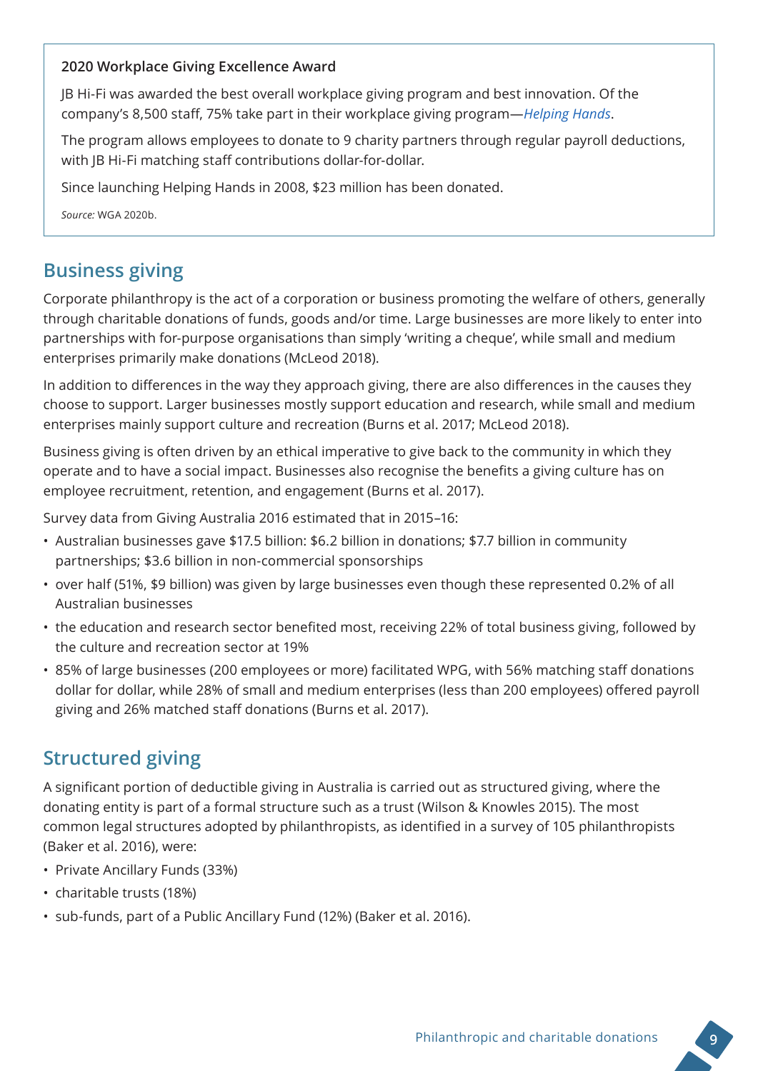**2020 Workplace Giving Excellence Award**

JB Hi-Fi was awarded the best overall workplace giving program and best innovation. Of the company's 8,500 staff, 75% take part in their workplace giving program—*Helping Hands*.

The program allows employees to donate to 9 charity partners through regular payroll deductions, with JB Hi-Fi matching staff contributions dollar-for-dollar.

Since launching Helping Hands in 2008, $23 million has been donated.

*Source:* WGA 2020b.

## Business giving

Corporate philanthropy is the act of a corporation or business promoting the welfare of others, generally through charitable donations of funds, goods and/or time. Large businesses are more likely to enter into partnerships with for-purpose organisations than simply 'writing a cheque', while small and medium enterprises primarily make donations (McLeod 2018).

In addition to differences in the way they approach giving, there are also differences in the causes they choose to support. Larger businesses mostly support education and research, while small and medium enterprises mainly support culture and recreation (Burns et al. 2017; McLeod 2018).

Business giving is often driven by an ethical imperative to give back to the community in which they operate and to have a social impact. Businesses also recognise the benefits a giving culture has on employee recruitment, retention, and engagement (Burns et al. 2017).

Survey data from Giving Australia 2016 estimated that in 2015–16:

- Australian businesses gave $17.5 billion: $6.2 billion in donations; $7.7 billion in community partnerships; $3.6 billion in non-commercial sponsorships
- over half (51%, $9 billion) was given by large businesses even though these represented 0.2% of all Australian businesses
- the education and research sector benefited most, receiving 22% of total business giving, followed by the culture and recreation sector at 19%
- 85% of large businesses (200 employees or more) facilitated WPG, with 56% matching staff donations dollar for dollar, while 28% of small and medium enterprises (less than 200 employees) offered payroll giving and 26% matched staff donations (Burns et al. 2017).

## Structured giving

A significant portion of deductible giving in Australia is carried out as structured giving, where the donating entity is part of a formal structure such as a trust (Wilson & Knowles 2015). The most common legal structures adopted by philanthropists, as identified in a survey of 105 philanthropists (Baker et al. 2016), were:

- Private Ancillary Funds (33%)
- charitable trusts (18%)
- sub-funds, part of a Public Ancillary Fund (12%) (Baker et al. 2016).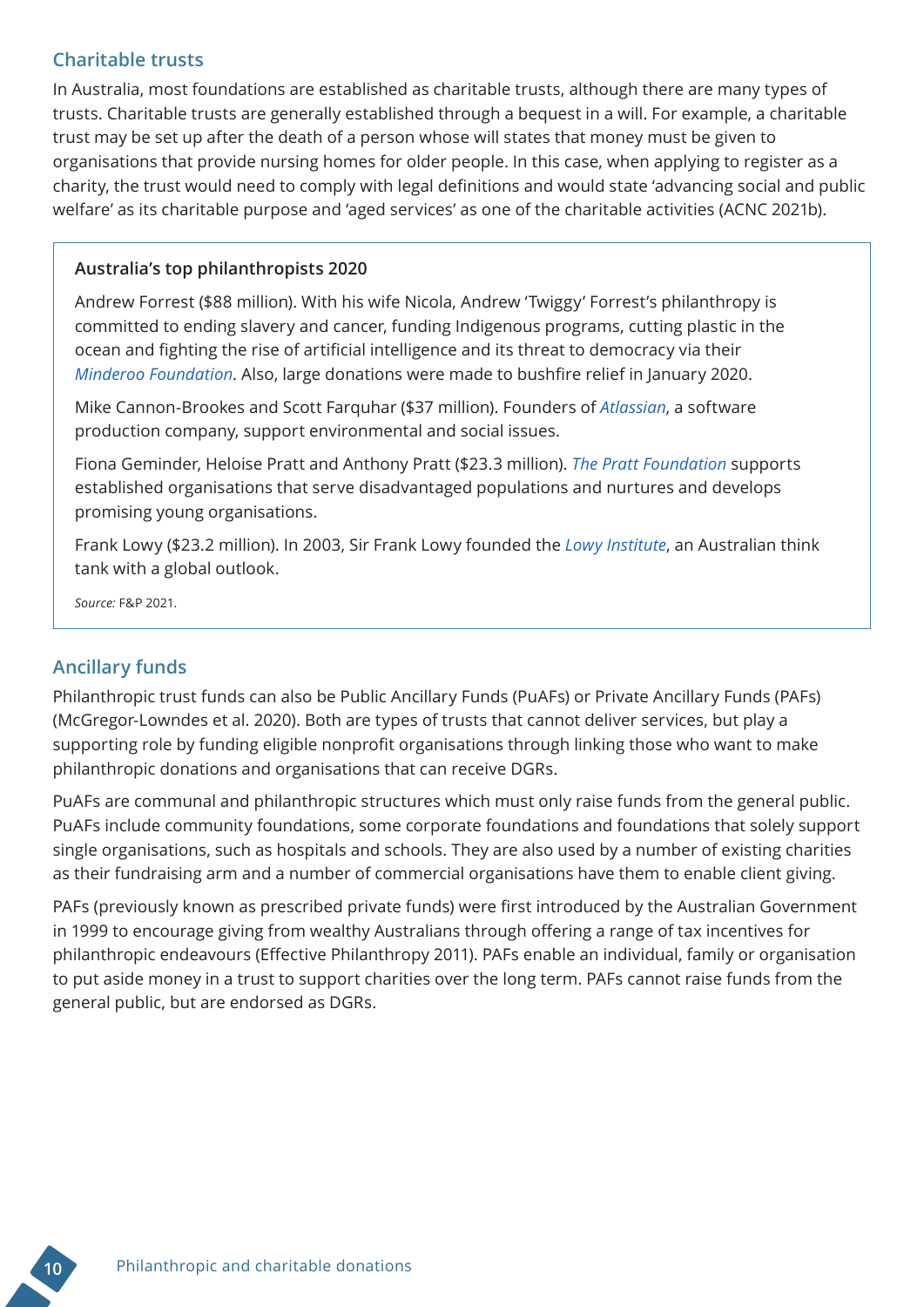## Charitable trusts

In Australia, most foundations are established as charitable trusts, although there are many types of trusts. Charitable trusts are generally established through a bequest in a will. For example, a charitable trust may be set up after the death of a person whose will states that money must be given to organisations that provide nursing homes for older people. In this case, when applying to register as a charity, the trust would need to comply with legal definitions and would state 'advancing social and public welfare' as its charitable purpose and 'aged services' as one of the charitable activities (ACNC 2021b).

> **Australia's top philanthropists 2020**
>
> Andrew Forrest ($88 million). With his wife Nicola, Andrew 'Twiggy' Forrest's philanthropy is committed to ending slavery and cancer, funding Indigenous programs, cutting plastic in the ocean and fighting the rise of artificial intelligence and its threat to democracy via their *Minderoo Foundation*. Also, large donations were made to bushfire relief in January 2020.
>
> Mike Cannon-Brookes and Scott Farquhar ($37 million). Founders of *Atlassian*, a software production company, support environmental and social issues.
>
> Fiona Geminder, Heloise Pratt and Anthony Pratt ($23.3 million). *The Pratt Foundation* supports established organisations that serve disadvantaged populations and nurtures and develops promising young organisations.
>
> Frank Lowy ($23.2 million). In 2003, Sir Frank Lowy founded the *Lowy Institute*, an Australian think tank with a global outlook.
>
> *Source:* F&P 2021.

## Ancillary funds

Philanthropic trust funds can also be Public Ancillary Funds (PuAFs) or Private Ancillary Funds (PAFs) (McGregor-Lowndes et al. 2020). Both are types of trusts that cannot deliver services, but play a supporting role by funding eligible nonprofit organisations through linking those who want to make philanthropic donations and organisations that can receive DGRs.

PuAFs are communal and philanthropic structures which must only raise funds from the general public. PuAFs include community foundations, some corporate foundations and foundations that solely support single organisations, such as hospitals and schools. They are also used by a number of existing charities as their fundraising arm and a number of commercial organisations have them to enable client giving.

PAFs (previously known as prescribed private funds) were first introduced by the Australian Government in 1999 to encourage giving from wealthy Australians through offering a range of tax incentives for philanthropic endeavours (Effective Philanthropy 2011). PAFs enable an individual, family or organisation to put aside money in a trust to support charities over the long term. PAFs cannot raise funds from the general public, but are endorsed as DGRs.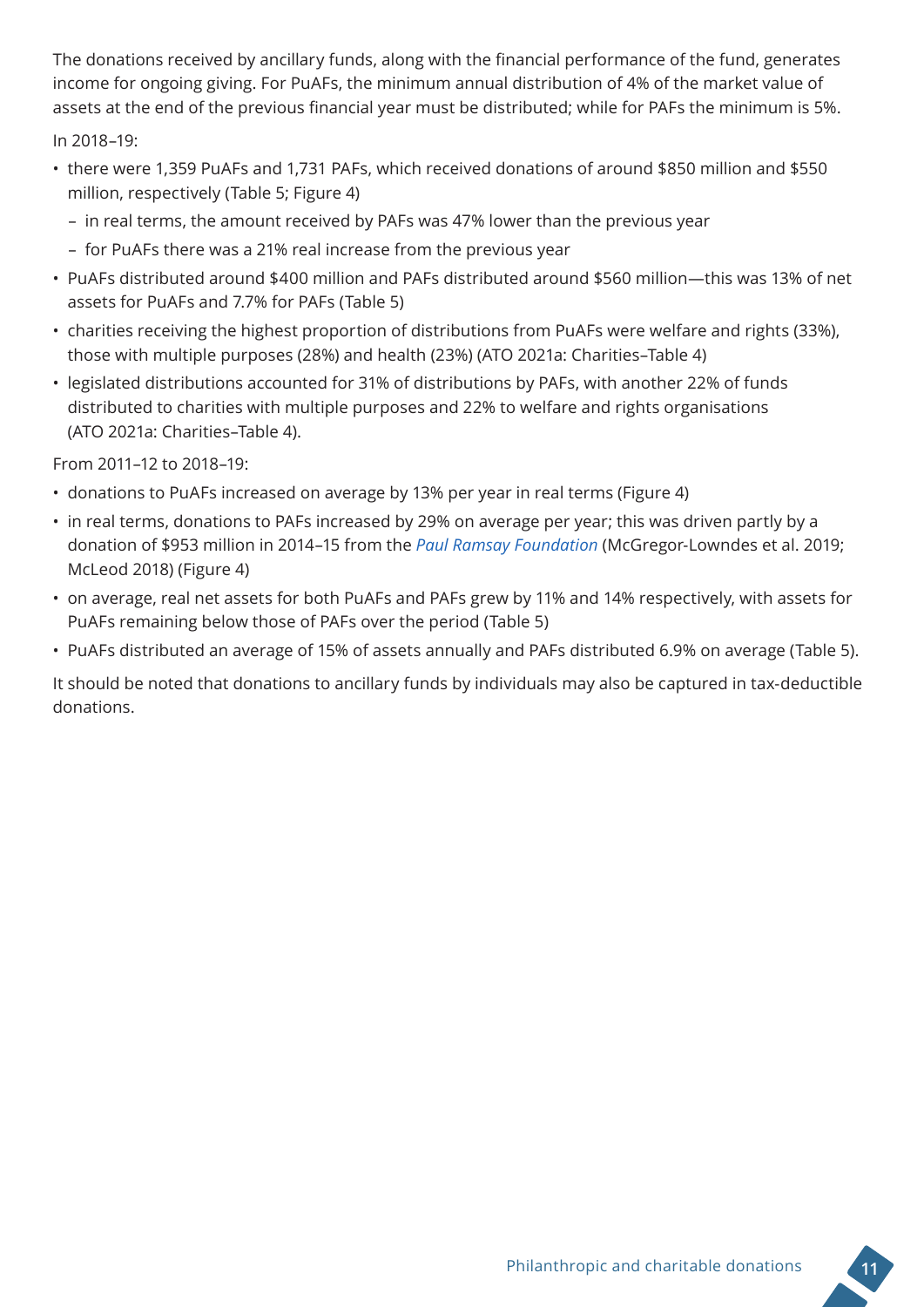The donations received by ancillary funds, along with the financial performance of the fund, generates income for ongoing giving. For PuAFs, the minimum annual distribution of 4% of the market value of assets at the end of the previous financial year must be distributed; while for PAFs the minimum is 5%.

In 2018–19:

- there were 1,359 PuAFs and 1,731 PAFs, which received donations of around $850 million and $550 million, respectively (Table 5; Figure 4)
  - in real terms, the amount received by PAFs was 47% lower than the previous year
  - for PuAFs there was a 21% real increase from the previous year
- PuAFs distributed around $400 million and PAFs distributed around $560 million—this was 13% of net assets for PuAFs and 7.7% for PAFs (Table 5)
- charities receiving the highest proportion of distributions from PuAFs were welfare and rights (33%), those with multiple purposes (28%) and health (23%) (ATO 2021a: Charities–Table 4)
- legislated distributions accounted for 31% of distributions by PAFs, with another 22% of funds distributed to charities with multiple purposes and 22% to welfare and rights organisations (ATO 2021a: Charities–Table 4).

From 2011–12 to 2018–19:

- donations to PuAFs increased on average by 13% per year in real terms (Figure 4)
- in real terms, donations to PAFs increased by 29% on average per year; this was driven partly by a donation of $953 million in 2014–15 from the *Paul Ramsay Foundation* (McGregor-Lowndes et al. 2019; McLeod 2018) (Figure 4)
- on average, real net assets for both PuAFs and PAFs grew by 11% and 14% respectively, with assets for PuAFs remaining below those of PAFs over the period (Table 5)
- PuAFs distributed an average of 15% of assets annually and PAFs distributed 6.9% on average (Table 5).

It should be noted that donations to ancillary funds by individuals may also be captured in tax-deductible donations.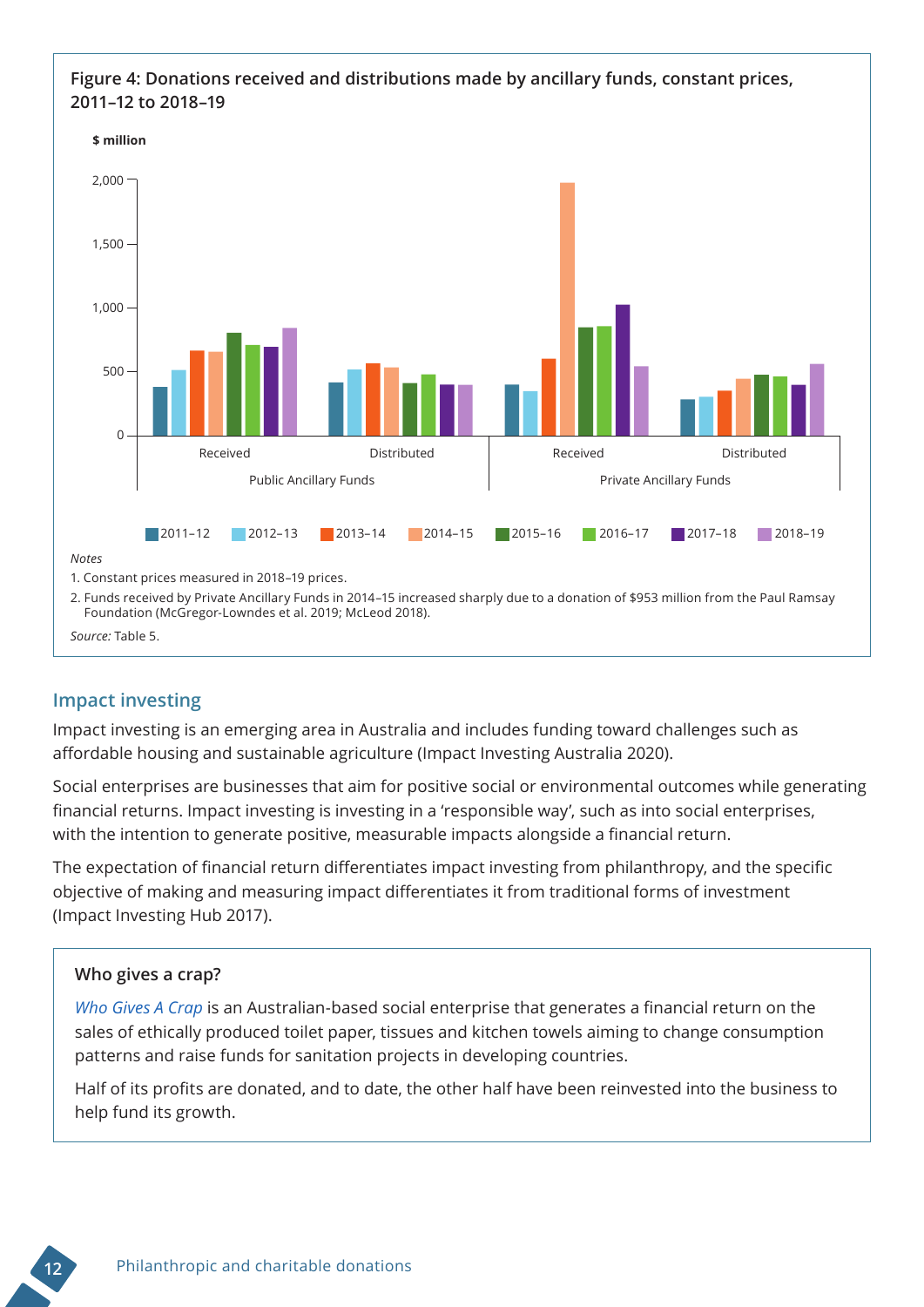**Figure 4: Donations received and distributions made by ancillary funds, constant prices, 2011–12 to 2018–19**

*Notes*

1. Constant prices measured in 2018–19 prices.
2. Funds received by Private Ancillary Funds in 2014–15 increased sharply due to a donation of $953 million from the Paul Ramsay Foundation (McGregor-Lowndes et al. 2019; McLeod 2018).

*Source:* Table 5.

## Impact investing

Impact investing is an emerging area in Australia and includes funding toward challenges such as affordable housing and sustainable agriculture (Impact Investing Australia 2020).

Social enterprises are businesses that aim for positive social or environmental outcomes while generating financial returns. Impact investing is investing in a 'responsible way', such as into social enterprises, with the intention to generate positive, measurable impacts alongside a financial return.

The expectation of financial return differentiates impact investing from philanthropy, and the specific objective of making and measuring impact differentiates it from traditional forms of investment (Impact Investing Hub 2017).

### Who gives a crap?

*Who Gives A Crap* is an Australian-based social enterprise that generates a financial return on the sales of ethically produced toilet paper, tissues and kitchen towels aiming to change consumption patterns and raise funds for sanitation projects in developing countries.

Half of its profits are donated, and to date, the other half have been reinvested into the business to help fund its growth.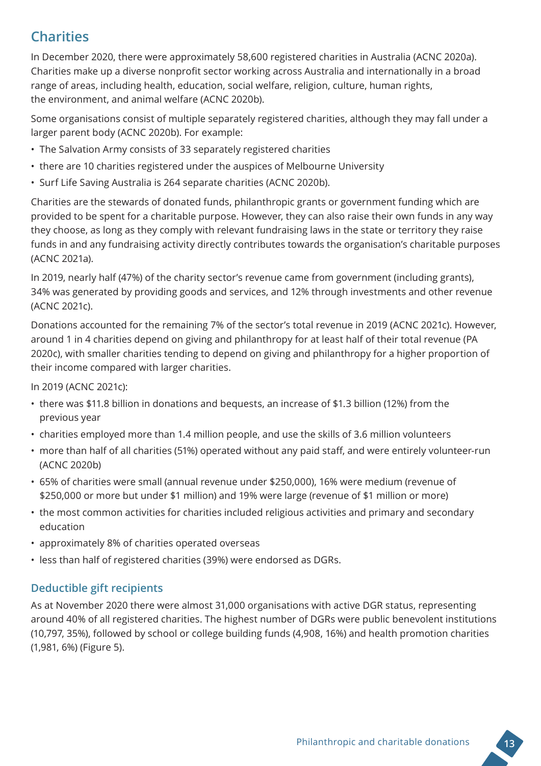## Charities

In December 2020, there were approximately 58,600 registered charities in Australia (ACNC 2020a). Charities make up a diverse nonprofit sector working across Australia and internationally in a broad range of areas, including health, education, social welfare, religion, culture, human rights, the environment, and animal welfare (ACNC 2020b).

Some organisations consist of multiple separately registered charities, although they may fall under a larger parent body (ACNC 2020b). For example:

- The Salvation Army consists of 33 separately registered charities
- there are 10 charities registered under the auspices of Melbourne University
- Surf Life Saving Australia is 264 separate charities (ACNC 2020b).

Charities are the stewards of donated funds, philanthropic grants or government funding which are provided to be spent for a charitable purpose. However, they can also raise their own funds in any way they choose, as long as they comply with relevant fundraising laws in the state or territory they raise funds in and any fundraising activity directly contributes towards the organisation's charitable purposes (ACNC 2021a).

In 2019, nearly half (47%) of the charity sector's revenue came from government (including grants), 34% was generated by providing goods and services, and 12% through investments and other revenue (ACNC 2021c).

Donations accounted for the remaining 7% of the sector's total revenue in 2019 (ACNC 2021c). However, around 1 in 4 charities depend on giving and philanthropy for at least half of their total revenue (PA 2020c), with smaller charities tending to depend on giving and philanthropy for a higher proportion of their income compared with larger charities.

In 2019 (ACNC 2021c):

- there was $11.8 billion in donations and bequests, an increase of $1.3 billion (12%) from the previous year
- charities employed more than 1.4 million people, and use the skills of 3.6 million volunteers
- more than half of all charities (51%) operated without any paid staff, and were entirely volunteer-run (ACNC 2020b)
- 65% of charities were small (annual revenue under $250,000), 16% were medium (revenue of $250,000 or more but under $1 million) and 19% were large (revenue of $1 million or more)
- the most common activities for charities included religious activities and primary and secondary education
- approximately 8% of charities operated overseas
- less than half of registered charities (39%) were endorsed as DGRs.

### Deductible gift recipients

As at November 2020 there were almost 31,000 organisations with active DGR status, representing around 40% of all registered charities. The highest number of DGRs were public benevolent institutions (10,797, 35%), followed by school or college building funds (4,908, 16%) and health promotion charities (1,981, 6%) (Figure 5).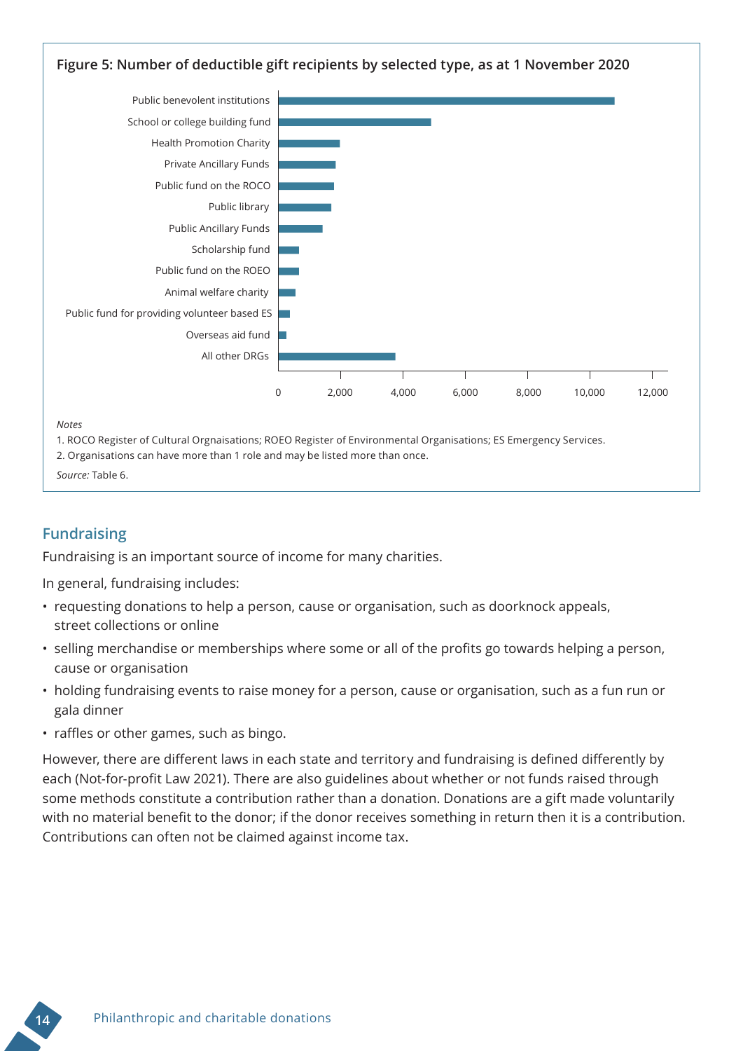**Figure 5: Number of deductible gift recipients by selected type, as at 1 November 2020**

Public benevolent institutions
School or college building fund
Health Promotion Charity
Private Ancillary Funds
Public fund on the ROCO
Public library
Public Ancillary Funds
Scholarship fund
Public fund on the ROEO
Animal welfare charity
Public fund for providing volunteer based ES
Overseas aid fund
All other DRGs

0 2,000 4,000 6,000 8,000 10,000 12,000

*Notes*

1. ROCO Register of Cultural Orgnaisations; ROEO Register of Environmental Organisations; ES Emergency Services.
2. Organisations can have more than 1 role and may be listed more than once.

*Source:* Table 6.

## Fundraising

Fundraising is an important source of income for many charities.

In general, fundraising includes:

- requesting donations to help a person, cause or organisation, such as doorknock appeals, street collections or online
- selling merchandise or memberships where some or all of the profits go towards helping a person, cause or organisation
- holding fundraising events to raise money for a person, cause or organisation, such as a fun run or gala dinner
- raffles or other games, such as bingo.

However, there are different laws in each state and territory and fundraising is defined differently by each (Not-for-profit Law 2021). There are also guidelines about whether or not funds raised through some methods constitute a contribution rather than a donation. Donations are a gift made voluntarily with no material benefit to the donor; if the donor receives something in return then it is a contribution. Contributions can often not be claimed against income tax.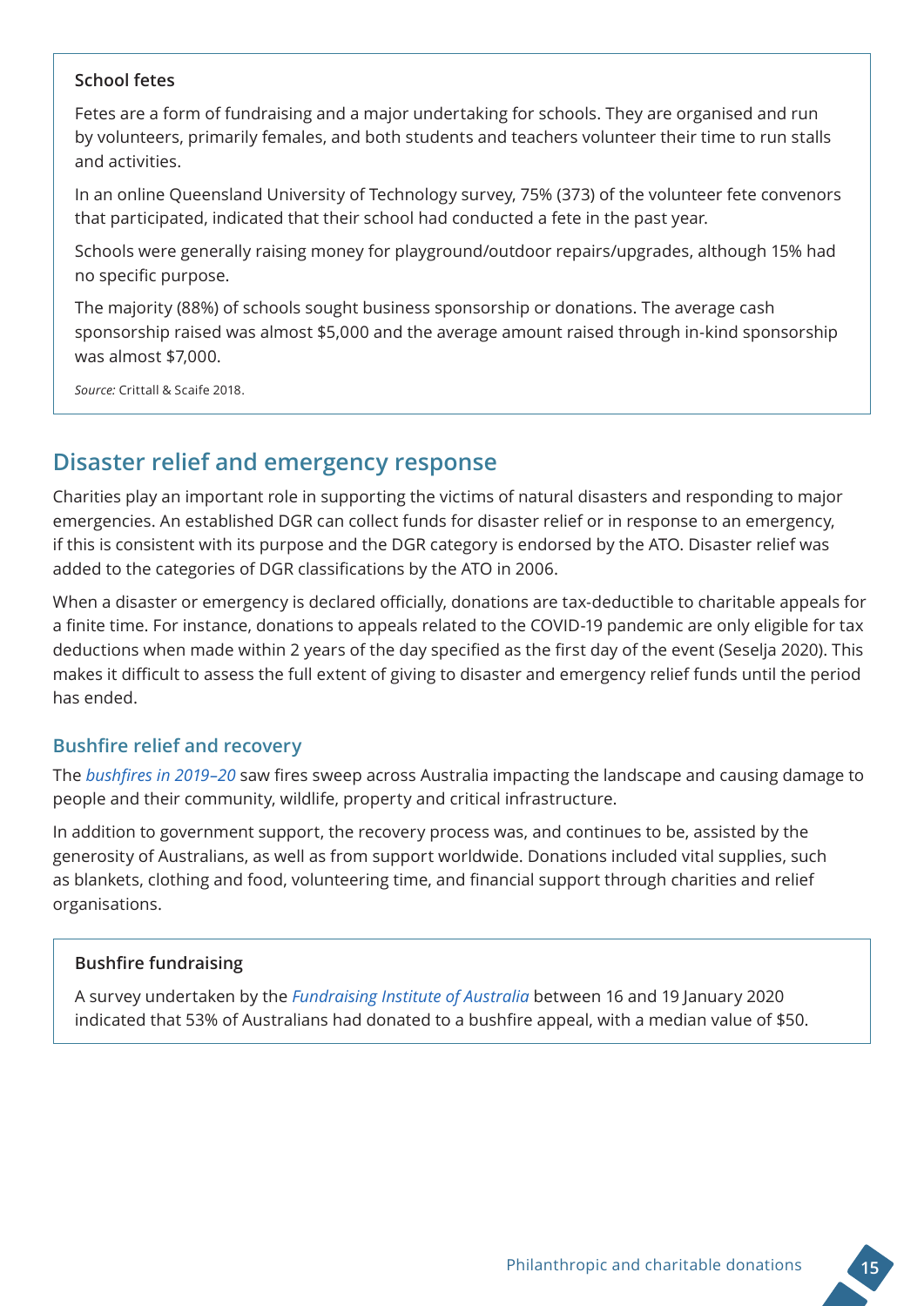**School fetes**

Fetes are a form of fundraising and a major undertaking for schools. They are organised and run by volunteers, primarily females, and both students and teachers volunteer their time to run stalls and activities.

In an online Queensland University of Technology survey, 75% (373) of the volunteer fete convenors that participated, indicated that their school had conducted a fete in the past year.

Schools were generally raising money for playground/outdoor repairs/upgrades, although 15% had no specific purpose.

The majority (88%) of schools sought business sponsorship or donations. The average cash sponsorship raised was almost $5,000 and the average amount raised through in-kind sponsorship was almost $7,000.

*Source:* Crittall & Scaife 2018.

## Disaster relief and emergency response

Charities play an important role in supporting the victims of natural disasters and responding to major emergencies. An established DGR can collect funds for disaster relief or in response to an emergency, if this is consistent with its purpose and the DGR category is endorsed by the ATO. Disaster relief was added to the categories of DGR classifications by the ATO in 2006.

When a disaster or emergency is declared officially, donations are tax-deductible to charitable appeals for a finite time. For instance, donations to appeals related to the COVID-19 pandemic are only eligible for tax deductions when made within 2 years of the day specified as the first day of the event (Seselja 2020). This makes it difficult to assess the full extent of giving to disaster and emergency relief funds until the period has ended.

### Bushfire relief and recovery

The *bushfires in 2019–20* saw fires sweep across Australia impacting the landscape and causing damage to people and their community, wildlife, property and critical infrastructure.

In addition to government support, the recovery process was, and continues to be, assisted by the generosity of Australians, as well as from support worldwide. Donations included vital supplies, such as blankets, clothing and food, volunteering time, and financial support through charities and relief organisations.

**Bushfire fundraising**

A survey undertaken by the *Fundraising Institute of Australia* between 16 and 19 January 2020 indicated that 53% of Australians had donated to a bushfire appeal, with a median value of $50.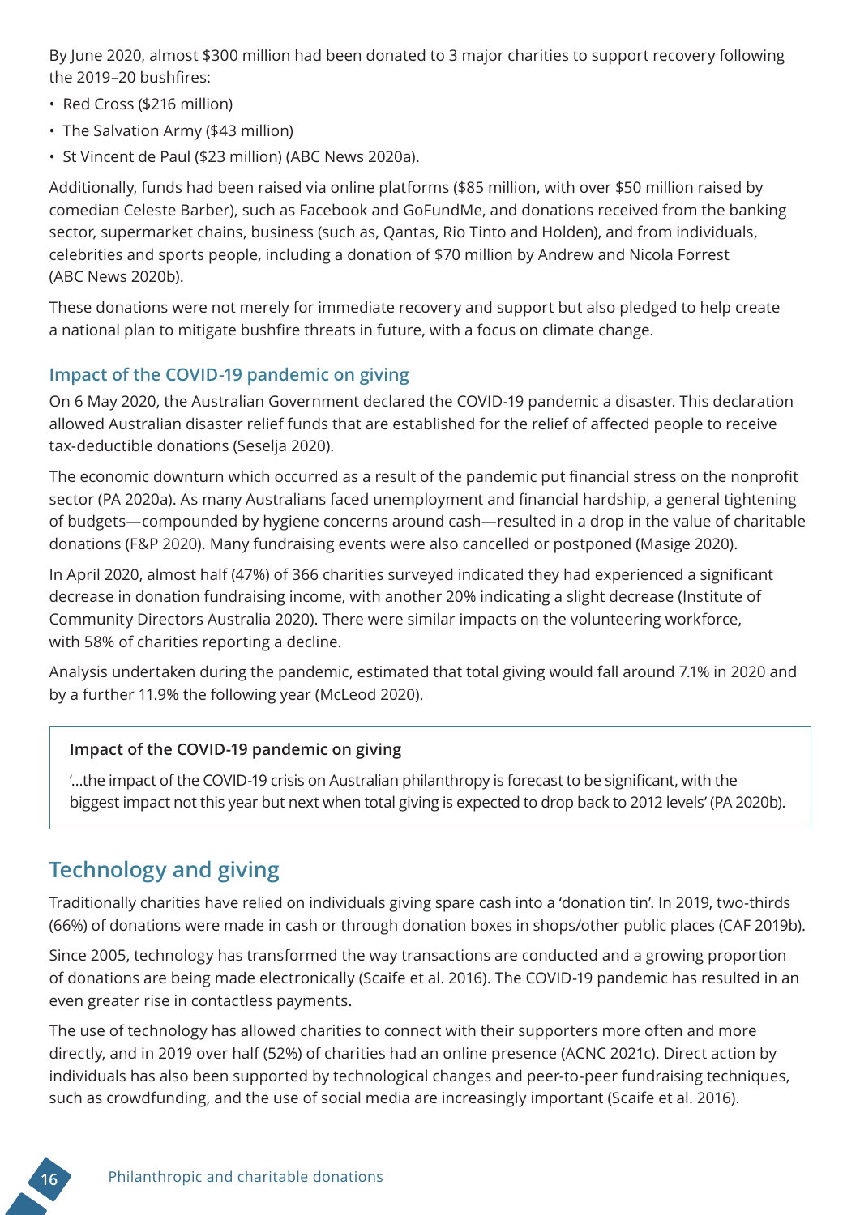By June 2020, almost $300 million had been donated to 3 major charities to support recovery following the 2019–20 bushfires:

- Red Cross ($216 million)
- The Salvation Army ($43 million)
- St Vincent de Paul ($23 million) (ABC News 2020a).

Additionally, funds had been raised via online platforms ($85 million, with over $50 million raised by comedian Celeste Barber), such as Facebook and GoFundMe, and donations received from the banking sector, supermarket chains, business (such as, Qantas, Rio Tinto and Holden), and from individuals, celebrities and sports people, including a donation of $70 million by Andrew and Nicola Forrest (ABC News 2020b).

These donations were not merely for immediate recovery and support but also pledged to help create a national plan to mitigate bushfire threats in future, with a focus on climate change.

### Impact of the COVID-19 pandemic on giving

On 6 May 2020, the Australian Government declared the COVID-19 pandemic a disaster. This declaration allowed Australian disaster relief funds that are established for the relief of affected people to receive tax-deductible donations (Seselja 2020).

The economic downturn which occurred as a result of the pandemic put financial stress on the nonprofit sector (PA 2020a). As many Australians faced unemployment and financial hardship, a general tightening of budgets—compounded by hygiene concerns around cash—resulted in a drop in the value of charitable donations (F&P 2020). Many fundraising events were also cancelled or postponed (Masige 2020).

In April 2020, almost half (47%) of 366 charities surveyed indicated they had experienced a significant decrease in donation fundraising income, with another 20% indicating a slight decrease (Institute of Community Directors Australia 2020). There were similar impacts on the volunteering workforce, with 58% of charities reporting a decline.

Analysis undertaken during the pandemic, estimated that total giving would fall around 7.1% in 2020 and by a further 11.9% the following year (McLeod 2020).

> **Impact of the COVID-19 pandemic on giving**
>
> '...the impact of the COVID-19 crisis on Australian philanthropy is forecast to be significant, with the biggest impact not this year but next when total giving is expected to drop back to 2012 levels' (PA 2020b).

## Technology and giving

Traditionally charities have relied on individuals giving spare cash into a 'donation tin'. In 2019, two-thirds (66%) of donations were made in cash or through donation boxes in shops/other public places (CAF 2019b).

Since 2005, technology has transformed the way transactions are conducted and a growing proportion of donations are being made electronically (Scaife et al. 2016). The COVID-19 pandemic has resulted in an even greater rise in contactless payments.

The use of technology has allowed charities to connect with their supporters more often and more directly, and in 2019 over half (52%) of charities had an online presence (ACNC 2021c). Direct action by individuals has also been supported by technological changes and peer-to-peer fundraising techniques, such as crowdfunding, and the use of social media are increasingly important (Scaife et al. 2016).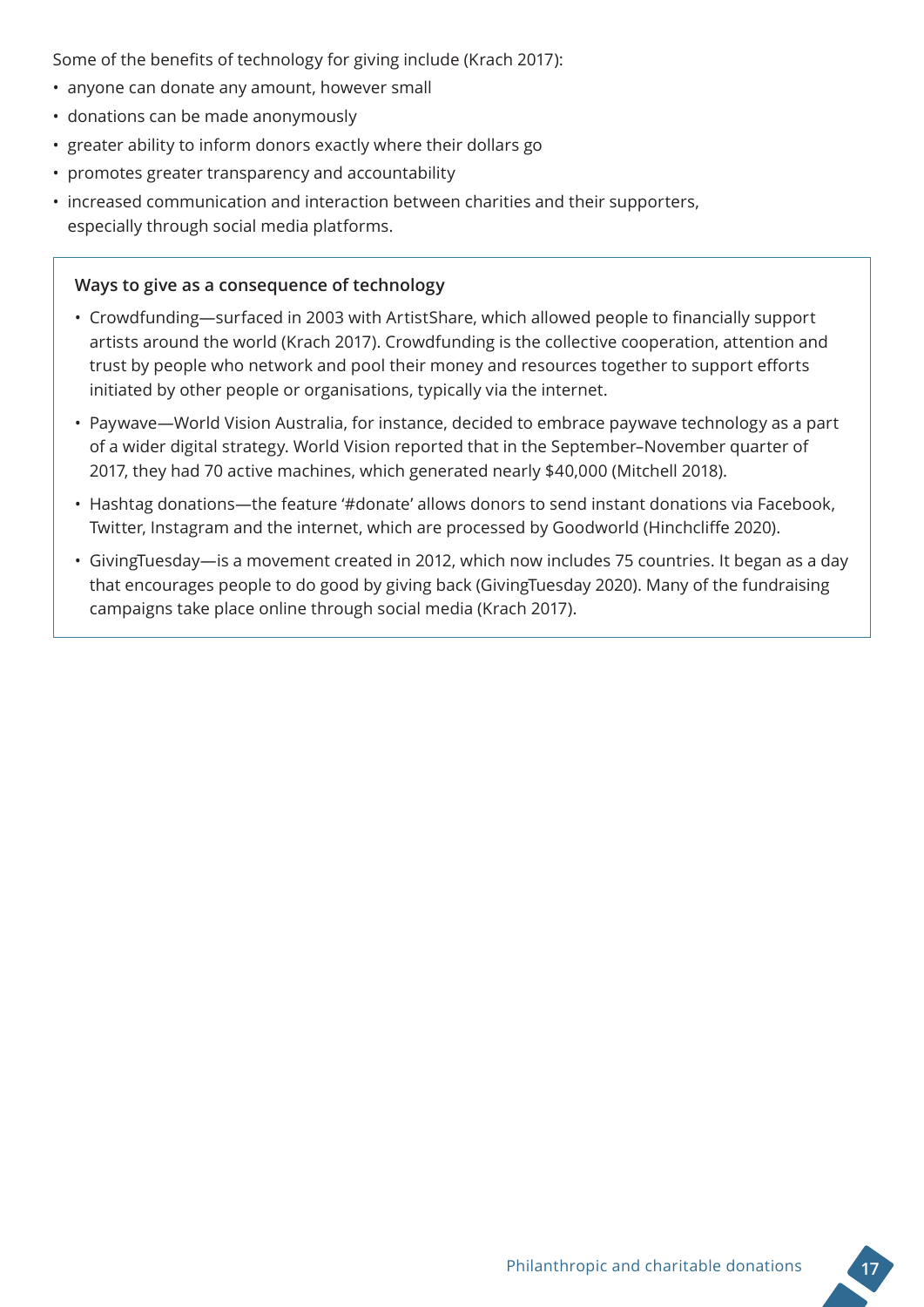Some of the benefits of technology for giving include (Krach 2017):

- anyone can donate any amount, however small
- donations can be made anonymously
- greater ability to inform donors exactly where their dollars go
- promotes greater transparency and accountability
- increased communication and interaction between charities and their supporters, especially through social media platforms.

**Ways to give as a consequence of technology**

- Crowdfunding—surfaced in 2003 with ArtistShare, which allowed people to financially support artists around the world (Krach 2017). Crowdfunding is the collective cooperation, attention and trust by people who network and pool their money and resources together to support efforts initiated by other people or organisations, typically via the internet.
- Paywave—World Vision Australia, for instance, decided to embrace paywave technology as a part of a wider digital strategy. World Vision reported that in the September–November quarter of 2017, they had 70 active machines, which generated nearly $40,000 (Mitchell 2018).
- Hashtag donations—the feature '#donate' allows donors to send instant donations via Facebook, Twitter, Instagram and the internet, which are processed by Goodworld (Hinchcliffe 2020).
- GivingTuesday—is a movement created in 2012, which now includes 75 countries. It began as a day that encourages people to do good by giving back (GivingTuesday 2020). Many of the fundraising campaigns take place online through social media (Krach 2017).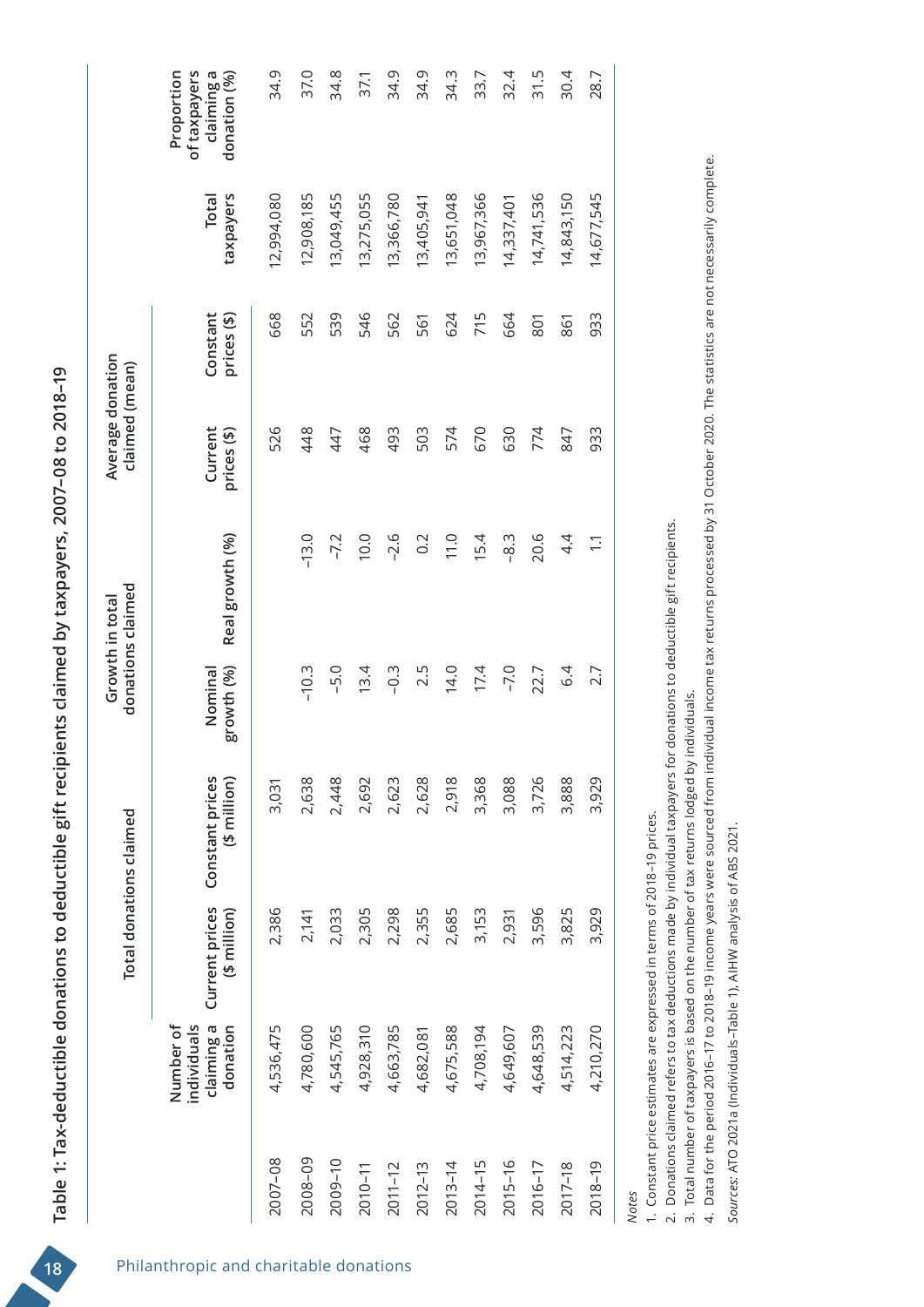## Table 1: Tax-deductible donations to deductible gift recipients claimed by taxpayers, 2007–08 to 2018–19

| | Number of individuals claiming a donation | Total donations claimed | | Growth in total donations claimed | | Average donation claimed (mean) | | Total taxpayers | Proportion of taxpayers claiming a donation (%) |
|---|---|---|---|---|---|---|---|---|---|
| | | Current prices ($ million) | Constant prices ($ million) | Nominal growth (%) | Real growth (%) | Current prices ($) | Constant prices ($) | | |
| 2007–08 | 4,536,475 | 2,386 | 3,031 | | | 526 | 668 | 12,994,080 | 34.9 |
| 2008–09 | 4,780,600 | 2,141 | 2,638 | −10.3 | −13.0 | 448 | 552 | 12,908,185 | 37.0 |
| 2009–10 | 4,545,765 | 2,033 | 2,448 | −5.0 | −7.2 | 447 | 539 | 13,049,455 | 34.8 |
| 2010–11 | 4,928,310 | 2,305 | 2,692 | 13.4 | 10.0 | 468 | 546 | 13,275,055 | 37.1 |
| 2011–12 | 4,663,785 | 2,298 | 2,623 | −0.3 | −2.6 | 493 | 562 | 13,366,780 | 34.9 |
| 2012–13 | 4,682,081 | 2,355 | 2,628 | 2.5 | 0.2 | 503 | 561 | 13,405,941 | 34.9 |
| 2013–14 | 4,675,588 | 2,685 | 2,918 | 14.0 | 11.0 | 574 | 624 | 13,651,048 | 34.3 |
| 2014–15 | 4,708,194 | 3,153 | 3,368 | 17.4 | 15.4 | 670 | 715 | 13,967,366 | 33.7 |
| 2015–16 | 4,649,607 | 2,931 | 3,088 | −7.0 | −8.3 | 630 | 664 | 14,337,401 | 32.4 |
| 2016–17 | 4,648,539 | 3,596 | 3,726 | 22.7 | 20.6 | 774 | 801 | 14,741,536 | 31.5 |
| 2017–18 | 4,514,223 | 3,825 | 3,888 | 6.4 | 4.4 | 847 | 861 | 14,843,150 | 30.4 |
| 2018–19 | 4,210,270 | 3,929 | 3,929 | 2.7 | 1.1 | 933 | 933 | 14,677,545 | 28.7 |

*Notes*

1. Constant price estimates are expressed in terms of 2018–19 prices.
2. Donations claimed refers to tax deductions made by individual taxpayers for donations to deductible gift recipients.
3. Total number of taxpayers is based on the number of tax returns lodged by individuals.
4. Data for the period 2016–17 to 2018–19 income years were sourced from individual income tax returns processed by 31 October 2020. The statistics are not necessarily complete.

*Sources:* ATO 2021a (Individuals–Table 1), AIHW analysis of ABS 2021.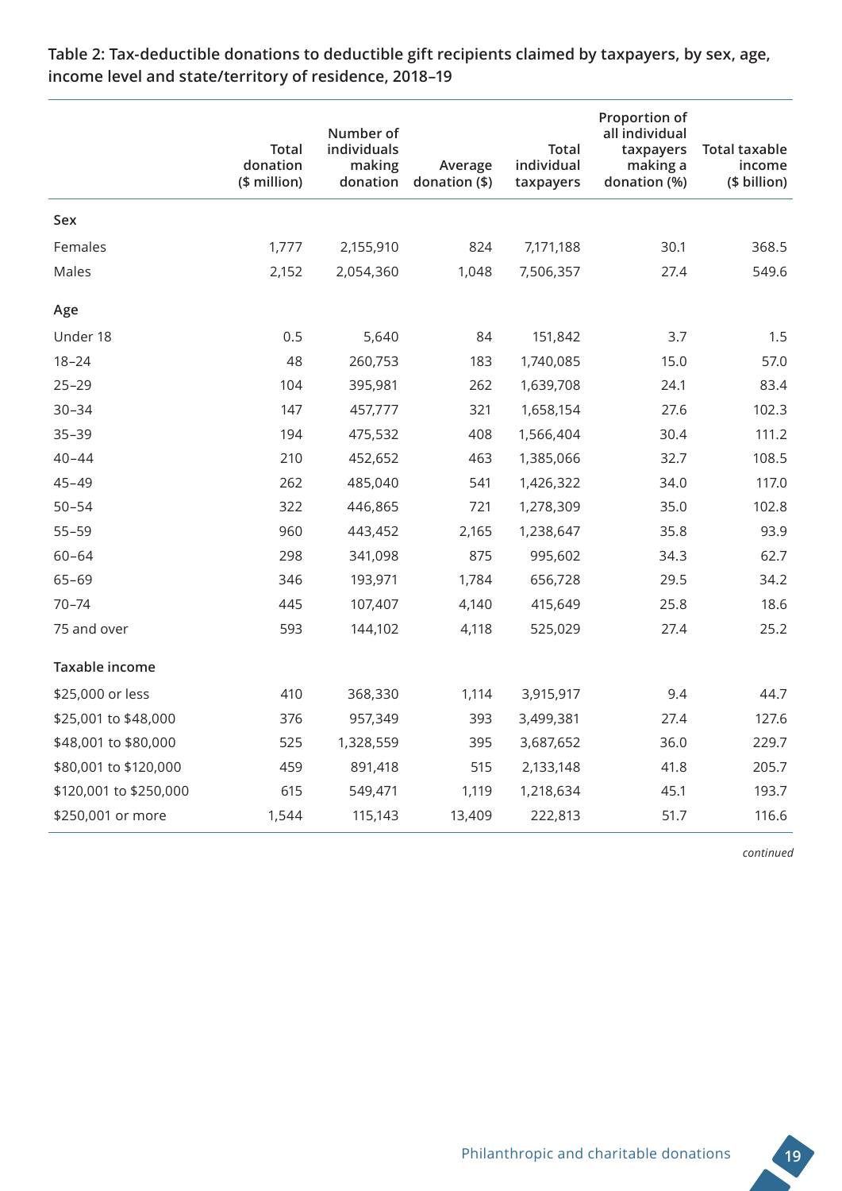**Table 2: Tax-deductible donations to deductible gift recipients claimed by taxpayers, by sex, age, income level and state/territory of residence, 2018–19**

| | Total donation ($ million) | Number of individuals making donation | Average donation ($) | Total individual taxpayers | Proportion of all individual taxpayers making a donation (%) | Total taxable income ($ billion) |
|---|---|---|---|---|---|---|
| **Sex** | | | | | | |
| Females | 1,777 | 2,155,910 | 824 | 7,171,188 | 30.1 | 368.5 |
| Males | 2,152 | 2,054,360 | 1,048 | 7,506,357 | 27.4 | 549.6 |
| **Age** | | | | | | |
| Under 18 | 0.5 | 5,640 | 84 | 151,842 | 3.7 | 1.5 |
| 18–24 | 48 | 260,753 | 183 | 1,740,085 | 15.0 | 57.0 |
| 25–29 | 104 | 395,981 | 262 | 1,639,708 | 24.1 | 83.4 |
| 30–34 | 147 | 457,777 | 321 | 1,658,154 | 27.6 | 102.3 |
| 35–39 | 194 | 475,532 | 408 | 1,566,404 | 30.4 | 111.2 |
| 40–44 | 210 | 452,652 | 463 | 1,385,066 | 32.7 | 108.5 |
| 45–49 | 262 | 485,040 | 541 | 1,426,322 | 34.0 | 117.0 |
| 50–54 | 322 | 446,865 | 721 | 1,278,309 | 35.0 | 102.8 |
| 55–59 | 960 | 443,452 | 2,165 | 1,238,647 | 35.8 | 93.9 |
| 60–64 | 298 | 341,098 | 875 | 995,602 | 34.3 | 62.7 |
| 65–69 | 346 | 193,971 | 1,784 | 656,728 | 29.5 | 34.2 |
| 70–74 | 445 | 107,407 | 4,140 | 415,649 | 25.8 | 18.6 |
| 75 and over | 593 | 144,102 | 4,118 | 525,029 | 27.4 | 25.2 |
| **Taxable income** | | | | | | |
| $25,000 or less | 410 | 368,330 | 1,114 | 3,915,917 | 9.4 | 44.7 |
| $25,001 to $48,000 | 376 | 957,349 | 393 | 3,499,381 | 27.4 | 127.6 |
| $48,001 to $80,000 | 525 | 1,328,559 | 395 | 3,687,652 | 36.0 | 229.7 |
| $80,001 to $120,000 | 459 | 891,418 | 515 | 2,133,148 | 41.8 | 205.7 |
| $120,001 to $250,000 | 615 | 549,471 | 1,119 | 1,218,634 | 45.1 | 193.7 |
| $250,001 or more | 1,544 | 115,143 | 13,409 | 222,813 | 51.7 | 116.6 |

*continued*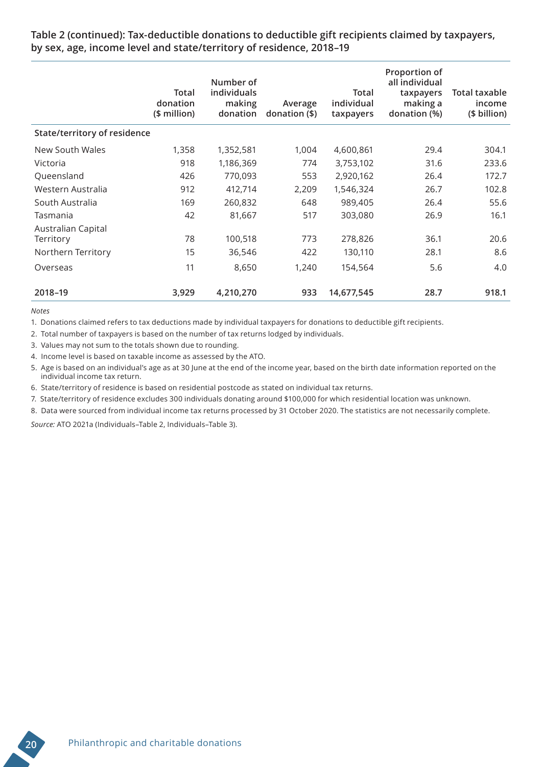**Table 2 (continued): Tax-deductible donations to deductible gift recipients claimed by taxpayers, by sex, age, income level and state/territory of residence, 2018–19**

| | Total donation ($ million) | Number of individuals making donation | Average donation ($) | Total individual taxpayers | Proportion of all individual taxpayers making a donation (%) | Total taxable income ($ billion) |
|---|---|---|---|---|---|---|
| **State/territory of residence** | | | | | | |
| New South Wales | 1,358 | 1,352,581 | 1,004 | 4,600,861 | 29.4 | 304.1 |
| Victoria | 918 | 1,186,369 | 774 | 3,753,102 | 31.6 | 233.6 |
| Queensland | 426 | 770,093 | 553 | 2,920,162 | 26.4 | 172.7 |
| Western Australia | 912 | 412,714 | 2,209 | 1,546,324 | 26.7 | 102.8 |
| South Australia | 169 | 260,832 | 648 | 989,405 | 26.4 | 55.6 |
| Tasmania | 42 | 81,667 | 517 | 303,080 | 26.9 | 16.1 |
| Australian Capital Territory | 78 | 100,518 | 773 | 278,826 | 36.1 | 20.6 |
| Northern Territory | 15 | 36,546 | 422 | 130,110 | 28.1 | 8.6 |
| Overseas | 11 | 8,650 | 1,240 | 154,564 | 5.6 | 4.0 |
| **2018–19** | **3,929** | **4,210,270** | **933** | **14,677,545** | **28.7** | **918.1** |

*Notes*

1. Donations claimed refers to tax deductions made by individual taxpayers for donations to deductible gift recipients.
2. Total number of taxpayers is based on the number of tax returns lodged by individuals.
3. Values may not sum to the totals shown due to rounding.
4. Income level is based on taxable income as assessed by the ATO.
5. Age is based on an individual's age as at 30 June at the end of the income year, based on the birth date information reported on the individual income tax return.
6. State/territory of residence is based on residential postcode as stated on individual tax returns.
7. State/territory of residence excludes 300 individuals donating around $100,000 for which residential location was unknown.
8. Data were sourced from individual income tax returns processed by 31 October 2020. The statistics are not necessarily complete.

*Source:* ATO 2021a (Individuals–Table 2, Individuals–Table 3).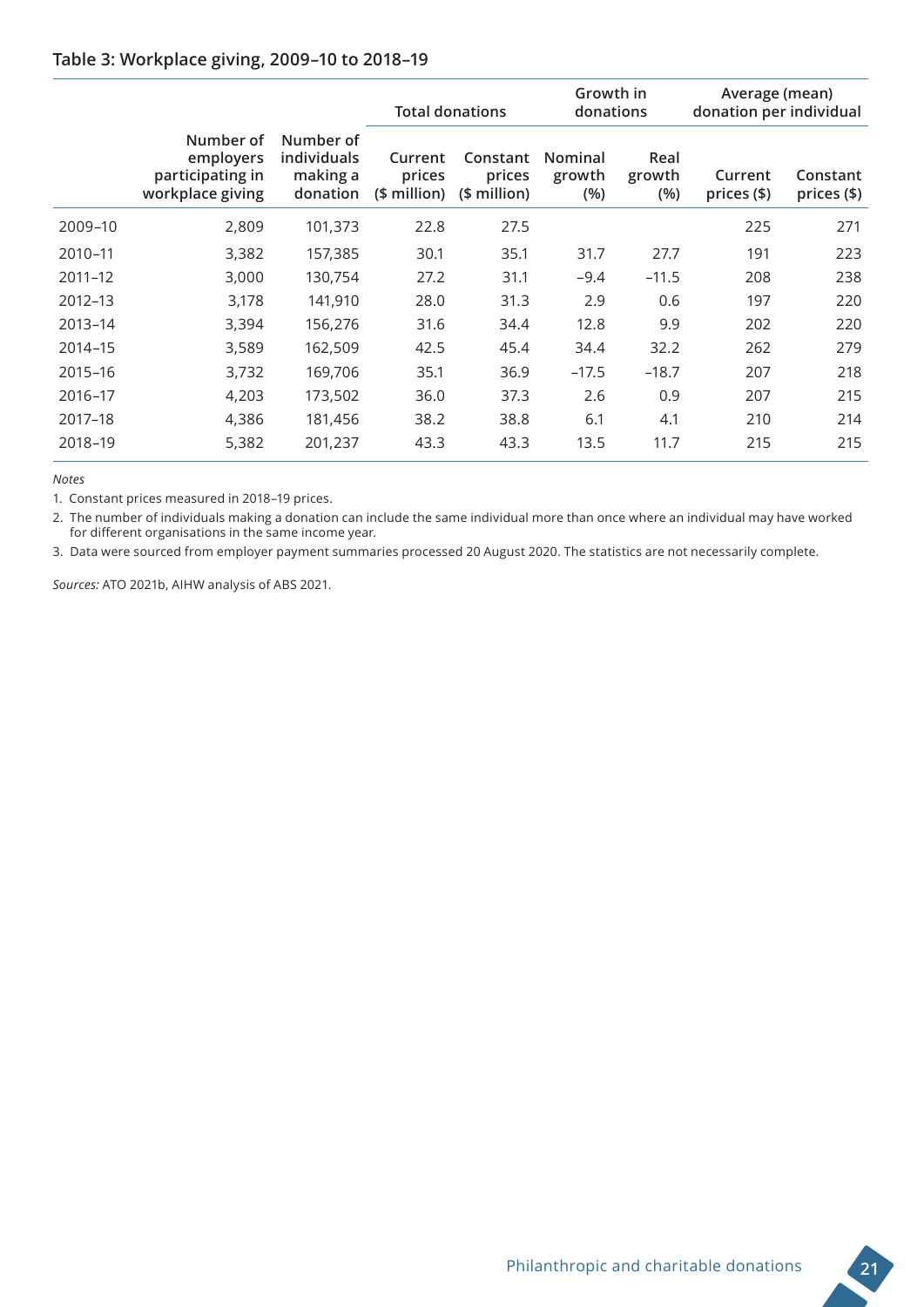### Table 3: Workplace giving, 2009–10 to 2018–19

| | | | Total donations | | Growth in donations | | Average (mean) donation per individual | |
|---|---|---|---|---|---|---|---|---|
| | Number of employers participating in workplace giving | Number of individuals making a donation | Current prices ($ million) | Constant prices ($ million) | Nominal growth (%) | Real growth (%) | Current prices ($) | Constant prices ($) |
| 2009–10 | 2,809 | 101,373 | 22.8 | 27.5 | | | 225 | 271 |
| 2010–11 | 3,382 | 157,385 | 30.1 | 35.1 | 31.7 | 27.7 | 191 | 223 |
| 2011–12 | 3,000 | 130,754 | 27.2 | 31.1 | –9.4 | –11.5 | 208 | 238 |
| 2012–13 | 3,178 | 141,910 | 28.0 | 31.3 | 2.9 | 0.6 | 197 | 220 |
| 2013–14 | 3,394 | 156,276 | 31.6 | 34.4 | 12.8 | 9.9 | 202 | 220 |
| 2014–15 | 3,589 | 162,509 | 42.5 | 45.4 | 34.4 | 32.2 | 262 | 279 |
| 2015–16 | 3,732 | 169,706 | 35.1 | 36.9 | –17.5 | –18.7 | 207 | 218 |
| 2016–17 | 4,203 | 173,502 | 36.0 | 37.3 | 2.6 | 0.9 | 207 | 215 |
| 2017–18 | 4,386 | 181,456 | 38.2 | 38.8 | 6.1 | 4.1 | 210 | 214 |
| 2018–19 | 5,382 | 201,237 | 43.3 | 43.3 | 13.5 | 11.7 | 215 | 215 |

*Notes*

1. Constant prices measured in 2018–19 prices.
2. The number of individuals making a donation can include the same individual more than once where an individual may have worked for different organisations in the same income year.
3. Data were sourced from employer payment summaries processed 20 August 2020. The statistics are not necessarily complete.

*Sources:* ATO 2021b, AIHW analysis of ABS 2021.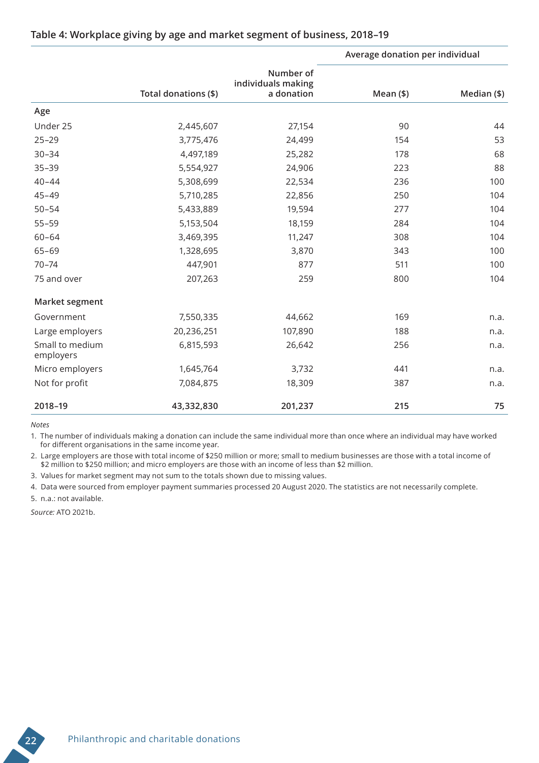### Table 4: Workplace giving by age and market segment of business, 2018–19

| | Total donations ($) | Number of individuals making a donation | Average donation per individual | |
|---|---|---|---|---|
| | | | Mean ($) | Median ($) |
| **Age** | | | | |
| Under 25 | 2,445,607 | 27,154 | 90 | 44 |
| 25–29 | 3,775,476 | 24,499 | 154 | 53 |
| 30–34 | 4,497,189 | 25,282 | 178 | 68 |
| 35–39 | 5,554,927 | 24,906 | 223 | 88 |
| 40–44 | 5,308,699 | 22,534 | 236 | 100 |
| 45–49 | 5,710,285 | 22,856 | 250 | 104 |
| 50–54 | 5,433,889 | 19,594 | 277 | 104 |
| 55–59 | 5,153,504 | 18,159 | 284 | 104 |
| 60–64 | 3,469,395 | 11,247 | 308 | 104 |
| 65–69 | 1,328,695 | 3,870 | 343 | 100 |
| 70–74 | 447,901 | 877 | 511 | 100 |
| 75 and over | 207,263 | 259 | 800 | 104 |
| **Market segment** | | | | |
| Government | 7,550,335 | 44,662 | 169 | n.a. |
| Large employers | 20,236,251 | 107,890 | 188 | n.a. |
| Small to medium employers | 6,815,593 | 26,642 | 256 | n.a. |
| Micro employers | 1,645,764 | 3,732 | 441 | n.a. |
| Not for profit | 7,084,875 | 18,309 | 387 | n.a. |
| **2018–19** | **43,332,830** | **201,237** | **215** | **75** |

*Notes*

1. The number of individuals making a donation can include the same individual more than once where an individual may have worked for different organisations in the same income year.
2. Large employers are those with total income of $250 million or more; small to medium businesses are those with a total income of $2 million to $250 million; and micro employers are those with an income of less than $2 million.
3. Values for market segment may not sum to the totals shown due to missing values.
4. Data were sourced from employer payment summaries processed 20 August 2020. The statistics are not necessarily complete.
5. n.a.: not available.

*Source:* ATO 2021b.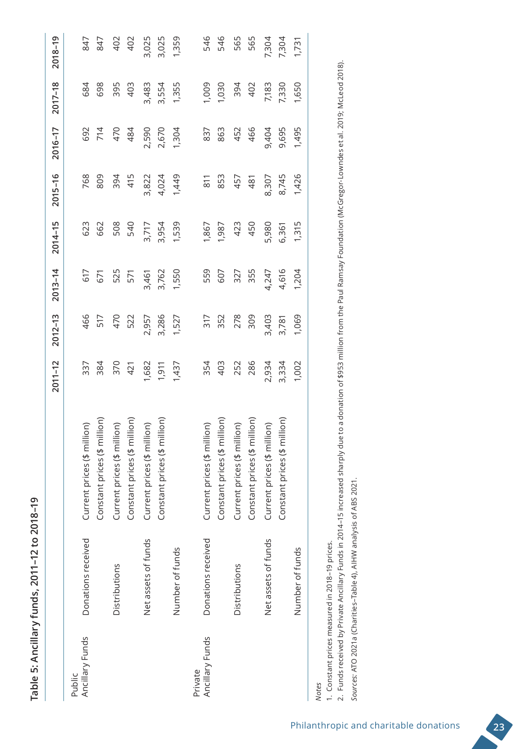**Table 5: Ancillary funds, 2011–12 to 2018–19**

| | | | 2011–12 | 2012–13 | 2013–14 | 2014–15 | 2015–16 | 2016–17 | 2017–18 | 2018–19 |
|---|---|---|---|---|---|---|---|---|---|---|
| Public Ancillary Funds | Donations received | Current prices ($ million) | 337 | 466 | 617 | 623 | 768 | 692 | 684 | 847 |
| | | Constant prices ($ million) | 384 | 517 | 671 | 662 | 809 | 714 | 698 | 847 |
| | Distributions | Current prices ($ million) | 370 | 470 | 525 | 508 | 394 | 470 | 395 | 402 |
| | | Constant prices ($ million) | 421 | 522 | 571 | 540 | 415 | 484 | 403 | 402 |
| | Net assets of funds | Current prices ($ million) | 1,682 | 2,957 | 3,461 | 3,717 | 3,822 | 2,590 | 3,483 | 3,025 |
| | | Constant prices ($ million) | 1,911 | 3,286 | 3,762 | 3,954 | 4,024 | 2,670 | 3,554 | 3,025 |
| | Number of funds | | 1,437 | 1,527 | 1,550 | 1,539 | 1,449 | 1,304 | 1,355 | 1,359 |
| Private Ancillary Funds | Donations received | Current prices ($ million) | 354 | 317 | 559 | 1,867 | 811 | 837 | 1,009 | 546 |
| | | Constant prices ($ million) | 403 | 352 | 607 | 1,987 | 853 | 863 | 1,030 | 546 |
| | Distributions | Current prices ($ million) | 252 | 278 | 327 | 423 | 457 | 452 | 394 | 565 |
| | | Constant prices ($ million) | 286 | 309 | 355 | 450 | 481 | 466 | 402 | 565 |
| | Net assets of funds | Current prices ($ million) | 2,934 | 3,403 | 4,247 | 5,980 | 8,307 | 9,404 | 7,183 | 7,304 |
| | | Constant prices ($ million) | 3,334 | 3,781 | 4,616 | 6,361 | 8,745 | 9,695 | 7,330 | 7,304 |
| | Number of funds | | 1,002 | 1,069 | 1,204 | 1,315 | 1,426 | 1,495 | 1,650 | 1,731 |

*Notes*

1. Constant prices measured in 2018–19 prices.
2. Funds received by Private Ancillary Funds in 2014–15 increased sharply due to a donation of $953 million from the Paul Ramsay Foundation (McGregor-Lowndes et al. 2019; McLeod 2018).

*Sources:* ATO 2021a (Charities–Table 4), AIHW analysis of ABS 2021.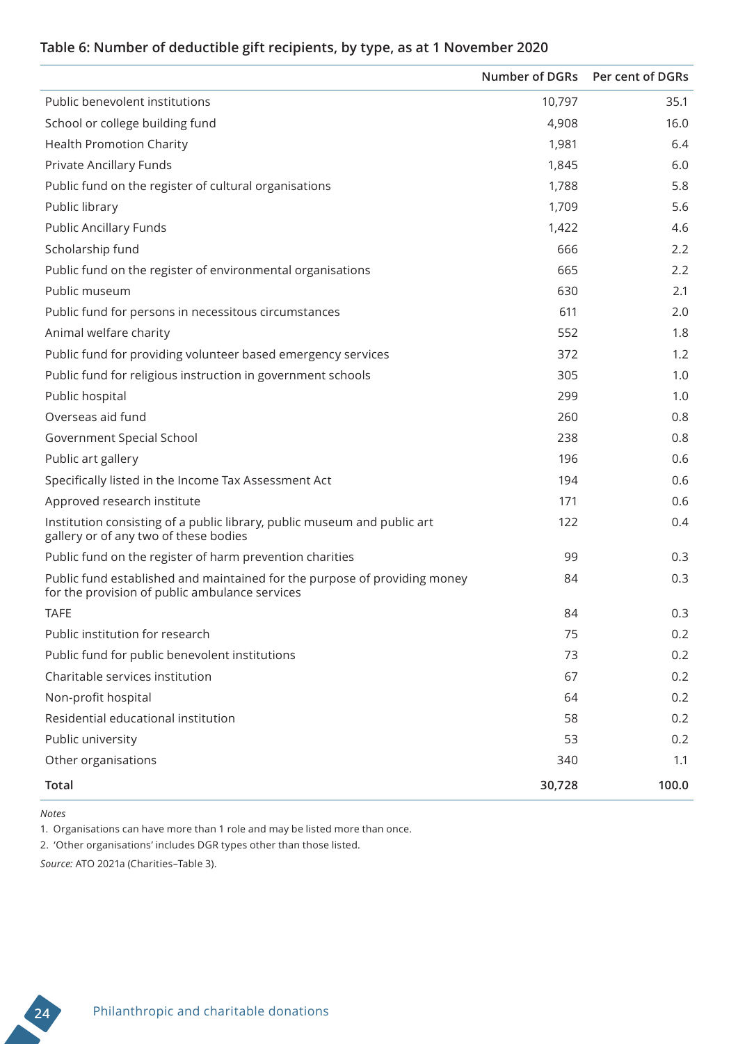### Table 6: Number of deductible gift recipients, by type, as at 1 November 2020

| | Number of DGRs | Per cent of DGRs |
|---|---|---|
| Public benevolent institutions | 10,797 | 35.1 |
| School or college building fund | 4,908 | 16.0 |
| Health Promotion Charity | 1,981 | 6.4 |
| Private Ancillary Funds | 1,845 | 6.0 |
| Public fund on the register of cultural organisations | 1,788 | 5.8 |
| Public library | 1,709 | 5.6 |
| Public Ancillary Funds | 1,422 | 4.6 |
| Scholarship fund | 666 | 2.2 |
| Public fund on the register of environmental organisations | 665 | 2.2 |
| Public museum | 630 | 2.1 |
| Public fund for persons in necessitous circumstances | 611 | 2.0 |
| Animal welfare charity | 552 | 1.8 |
| Public fund for providing volunteer based emergency services | 372 | 1.2 |
| Public fund for religious instruction in government schools | 305 | 1.0 |
| Public hospital | 299 | 1.0 |
| Overseas aid fund | 260 | 0.8 |
| Government Special School | 238 | 0.8 |
| Public art gallery | 196 | 0.6 |
| Specifically listed in the Income Tax Assessment Act | 194 | 0.6 |
| Approved research institute | 171 | 0.6 |
| Institution consisting of a public library, public museum and public art gallery or of any two of these bodies | 122 | 0.4 |
| Public fund on the register of harm prevention charities | 99 | 0.3 |
| Public fund established and maintained for the purpose of providing money for the provision of public ambulance services | 84 | 0.3 |
| TAFE | 84 | 0.3 |
| Public institution for research | 75 | 0.2 |
| Public fund for public benevolent institutions | 73 | 0.2 |
| Charitable services institution | 67 | 0.2 |
| Non-profit hospital | 64 | 0.2 |
| Residential educational institution | 58 | 0.2 |
| Public university | 53 | 0.2 |
| Other organisations | 340 | 1.1 |
| **Total** | **30,728** | **100.0** |

*Notes*

1. Organisations can have more than 1 role and may be listed more than once.
2. 'Other organisations' includes DGR types other than those listed.

*Source:* ATO 2021a (Charities–Table 3).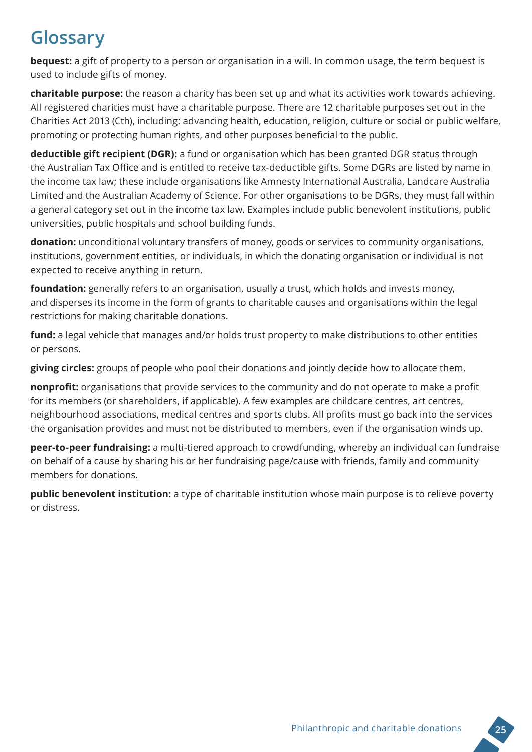# Glossary

**bequest:** a gift of property to a person or organisation in a will. In common usage, the term bequest is used to include gifts of money.

**charitable purpose:** the reason a charity has been set up and what its activities work towards achieving. All registered charities must have a charitable purpose. There are 12 charitable purposes set out in the Charities Act 2013 (Cth), including: advancing health, education, religion, culture or social or public welfare, promoting or protecting human rights, and other purposes beneficial to the public.

**deductible gift recipient (DGR):** a fund or organisation which has been granted DGR status through the Australian Tax Office and is entitled to receive tax-deductible gifts. Some DGRs are listed by name in the income tax law; these include organisations like Amnesty International Australia, Landcare Australia Limited and the Australian Academy of Science. For other organisations to be DGRs, they must fall within a general category set out in the income tax law. Examples include public benevolent institutions, public universities, public hospitals and school building funds.

**donation:** unconditional voluntary transfers of money, goods or services to community organisations, institutions, government entities, or individuals, in which the donating organisation or individual is not expected to receive anything in return.

**foundation:** generally refers to an organisation, usually a trust, which holds and invests money, and disperses its income in the form of grants to charitable causes and organisations within the legal restrictions for making charitable donations.

**fund:** a legal vehicle that manages and/or holds trust property to make distributions to other entities or persons.

**giving circles:** groups of people who pool their donations and jointly decide how to allocate them.

**nonprofit:** organisations that provide services to the community and do not operate to make a profit for its members (or shareholders, if applicable). A few examples are childcare centres, art centres, neighbourhood associations, medical centres and sports clubs. All profits must go back into the services the organisation provides and must not be distributed to members, even if the organisation winds up.

**peer-to-peer fundraising:** a multi-tiered approach to crowdfunding, whereby an individual can fundraise on behalf of a cause by sharing his or her fundraising page/cause with friends, family and community members for donations.

**public benevolent institution:** a type of charitable institution whose main purpose is to relieve poverty or distress.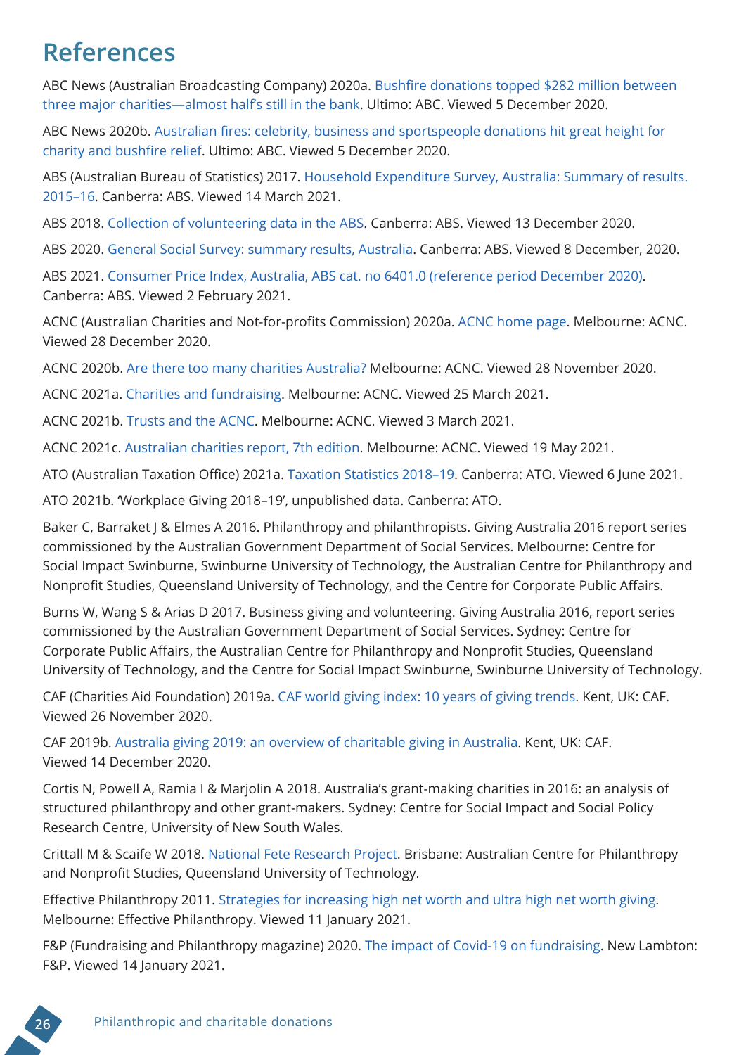# References

ABC News (Australian Broadcasting Company) 2020a. Bushfire donations topped $282 million between three major charities—almost half's still in the bank. Ultimo: ABC. Viewed 5 December 2020.

ABC News 2020b. Australian fires: celebrity, business and sportspeople donations hit great height for charity and bushfire relief. Ultimo: ABC. Viewed 5 December 2020.

ABS (Australian Bureau of Statistics) 2017. Household Expenditure Survey, Australia: Summary of results. 2015–16. Canberra: ABS. Viewed 14 March 2021.

ABS 2018. Collection of volunteering data in the ABS. Canberra: ABS. Viewed 13 December 2020.

ABS 2020. General Social Survey: summary results, Australia. Canberra: ABS. Viewed 8 December, 2020.

ABS 2021. Consumer Price Index, Australia, ABS cat. no 6401.0 (reference period December 2020). Canberra: ABS. Viewed 2 February 2021.

ACNC (Australian Charities and Not-for-profits Commission) 2020a. ACNC home page. Melbourne: ACNC. Viewed 28 December 2020.

ACNC 2020b. Are there too many charities Australia? Melbourne: ACNC. Viewed 28 November 2020.

ACNC 2021a. Charities and fundraising. Melbourne: ACNC. Viewed 25 March 2021.

ACNC 2021b. Trusts and the ACNC. Melbourne: ACNC. Viewed 3 March 2021.

ACNC 2021c. Australian charities report, 7th edition. Melbourne: ACNC. Viewed 19 May 2021.

ATO (Australian Taxation Office) 2021a. Taxation Statistics 2018–19. Canberra: ATO. Viewed 6 June 2021.

ATO 2021b. 'Workplace Giving 2018–19', unpublished data. Canberra: ATO.

Baker C, Barraket J & Elmes A 2016. Philanthropy and philanthropists. Giving Australia 2016 report series commissioned by the Australian Government Department of Social Services. Melbourne: Centre for Social Impact Swinburne, Swinburne University of Technology, the Australian Centre for Philanthropy and Nonprofit Studies, Queensland University of Technology, and the Centre for Corporate Public Affairs.

Burns W, Wang S & Arias D 2017. Business giving and volunteering. Giving Australia 2016, report series commissioned by the Australian Government Department of Social Services. Sydney: Centre for Corporate Public Affairs, the Australian Centre for Philanthropy and Nonprofit Studies, Queensland University of Technology, and the Centre for Social Impact Swinburne, Swinburne University of Technology.

CAF (Charities Aid Foundation) 2019a. CAF world giving index: 10 years of giving trends. Kent, UK: CAF. Viewed 26 November 2020.

CAF 2019b. Australia giving 2019: an overview of charitable giving in Australia. Kent, UK: CAF. Viewed 14 December 2020.

Cortis N, Powell A, Ramia I & Marjolin A 2018. Australia's grant-making charities in 2016: an analysis of structured philanthropy and other grant-makers. Sydney: Centre for Social Impact and Social Policy Research Centre, University of New South Wales.

Crittall M & Scaife W 2018. National Fete Research Project. Brisbane: Australian Centre for Philanthropy and Nonprofit Studies, Queensland University of Technology.

Effective Philanthropy 2011. Strategies for increasing high net worth and ultra high net worth giving. Melbourne: Effective Philanthropy. Viewed 11 January 2021.

F&P (Fundraising and Philanthropy magazine) 2020. The impact of Covid-19 on fundraising. New Lambton: F&P. Viewed 14 January 2021.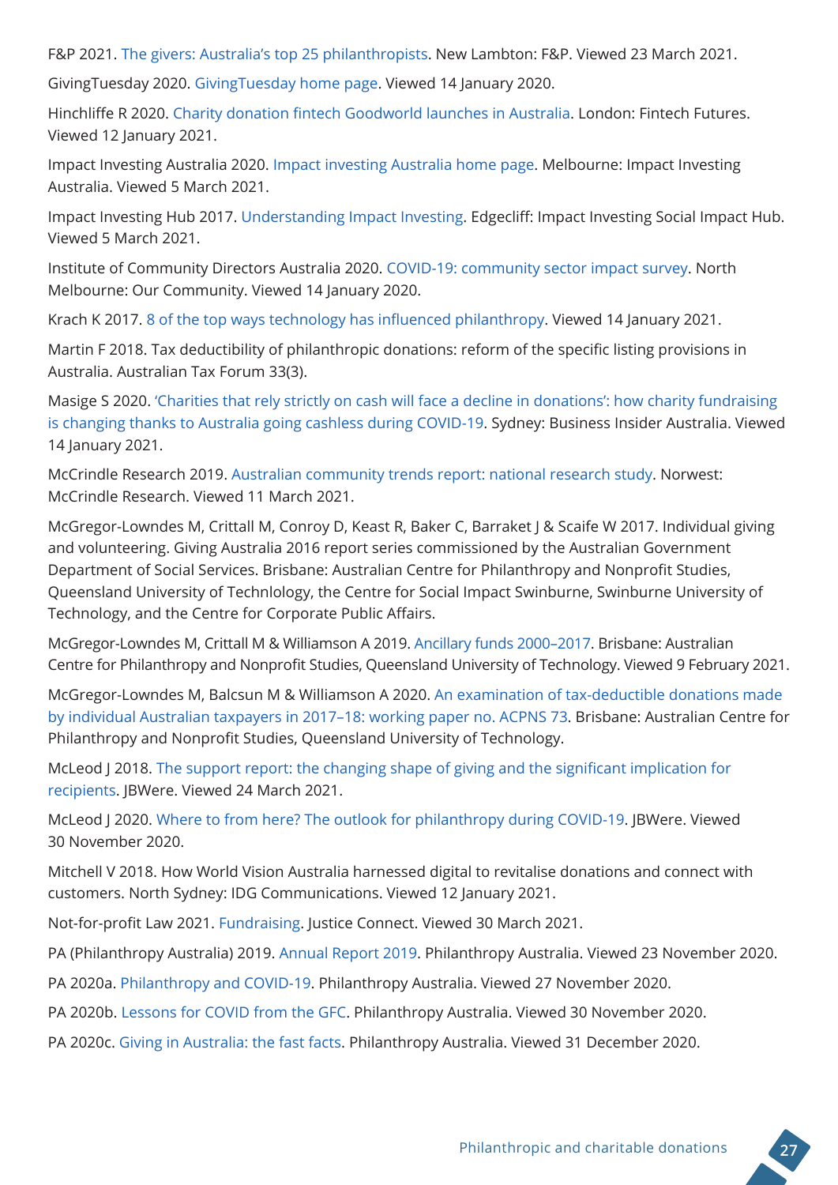F&P 2021. The givers: Australia's top 25 philanthropists. New Lambton: F&P. Viewed 23 March 2021.

GivingTuesday 2020. GivingTuesday home page. Viewed 14 January 2020.

Hinchliffe R 2020. Charity donation fintech Goodworld launches in Australia. London: Fintech Futures. Viewed 12 January 2021.

Impact Investing Australia 2020. Impact investing Australia home page. Melbourne: Impact Investing Australia. Viewed 5 March 2021.

Impact Investing Hub 2017. Understanding Impact Investing. Edgecliff: Impact Investing Social Impact Hub. Viewed 5 March 2021.

Institute of Community Directors Australia 2020. COVID-19: community sector impact survey. North Melbourne: Our Community. Viewed 14 January 2020.

Krach K 2017. 8 of the top ways technology has influenced philanthropy. Viewed 14 January 2021.

Martin F 2018. Tax deductibility of philanthropic donations: reform of the specific listing provisions in Australia. Australian Tax Forum 33(3).

Masige S 2020. 'Charities that rely strictly on cash will face a decline in donations': how charity fundraising is changing thanks to Australia going cashless during COVID-19. Sydney: Business Insider Australia. Viewed 14 January 2021.

McCrindle Research 2019. Australian community trends report: national research study. Norwest: McCrindle Research. Viewed 11 March 2021.

McGregor-Lowndes M, Crittall M, Conroy D, Keast R, Baker C, Barraket J & Scaife W 2017. Individual giving and volunteering. Giving Australia 2016 report series commissioned by the Australian Government Department of Social Services. Brisbane: Australian Centre for Philanthropy and Nonprofit Studies, Queensland University of Technlology, the Centre for Social Impact Swinburne, Swinburne University of Technology, and the Centre for Corporate Public Affairs.

McGregor-Lowndes M, Crittall M & Williamson A 2019. Ancillary funds 2000–2017. Brisbane: Australian Centre for Philanthropy and Nonprofit Studies, Queensland University of Technology. Viewed 9 February 2021.

McGregor-Lowndes M, Balcsun M & Williamson A 2020. An examination of tax-deductible donations made by individual Australian taxpayers in 2017–18: working paper no. ACPNS 73. Brisbane: Australian Centre for Philanthropy and Nonprofit Studies, Queensland University of Technology.

McLeod J 2018. The support report: the changing shape of giving and the significant implication for recipients. JBWere. Viewed 24 March 2021.

McLeod J 2020. Where to from here? The outlook for philanthropy during COVID-19. JBWere. Viewed 30 November 2020.

Mitchell V 2018. How World Vision Australia harnessed digital to revitalise donations and connect with customers. North Sydney: IDG Communications. Viewed 12 January 2021.

Not-for-profit Law 2021. Fundraising. Justice Connect. Viewed 30 March 2021.

PA (Philanthropy Australia) 2019. Annual Report 2019. Philanthropy Australia. Viewed 23 November 2020.

PA 2020a. Philanthropy and COVID-19. Philanthropy Australia. Viewed 27 November 2020.

PA 2020b. Lessons for COVID from the GFC. Philanthropy Australia. Viewed 30 November 2020.

PA 2020c. Giving in Australia: the fast facts. Philanthropy Australia. Viewed 31 December 2020.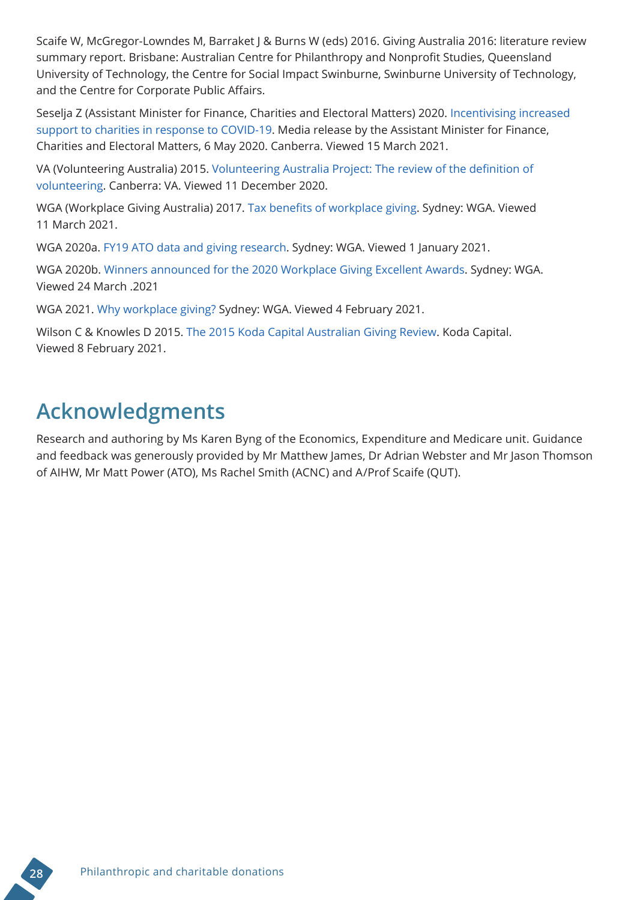Scaife W, McGregor-Lowndes M, Barraket J & Burns W (eds) 2016. Giving Australia 2016: literature review summary report. Brisbane: Australian Centre for Philanthropy and Nonprofit Studies, Queensland University of Technology, the Centre for Social Impact Swinburne, Swinburne University of Technology, and the Centre for Corporate Public Affairs.

Seselja Z (Assistant Minister for Finance, Charities and Electoral Matters) 2020. Incentivising increased support to charities in response to COVID-19. Media release by the Assistant Minister for Finance, Charities and Electoral Matters, 6 May 2020. Canberra. Viewed 15 March 2021.

VA (Volunteering Australia) 2015. Volunteering Australia Project: The review of the definition of volunteering. Canberra: VA. Viewed 11 December 2020.

WGA (Workplace Giving Australia) 2017. Tax benefits of workplace giving. Sydney: WGA. Viewed 11 March 2021.

WGA 2020a. FY19 ATO data and giving research. Sydney: WGA. Viewed 1 January 2021.

WGA 2020b. Winners announced for the 2020 Workplace Giving Excellent Awards. Sydney: WGA. Viewed 24 March .2021

WGA 2021. Why workplace giving? Sydney: WGA. Viewed 4 February 2021.

Wilson C & Knowles D 2015. The 2015 Koda Capital Australian Giving Review. Koda Capital. Viewed 8 February 2021.

## Acknowledgments

Research and authoring by Ms Karen Byng of the Economics, Expenditure and Medicare unit. Guidance and feedback was generously provided by Mr Matthew James, Dr Adrian Webster and Mr Jason Thomson of AIHW, Mr Matt Power (ATO), Ms Rachel Smith (ACNC) and A/Prof Scaife (QUT).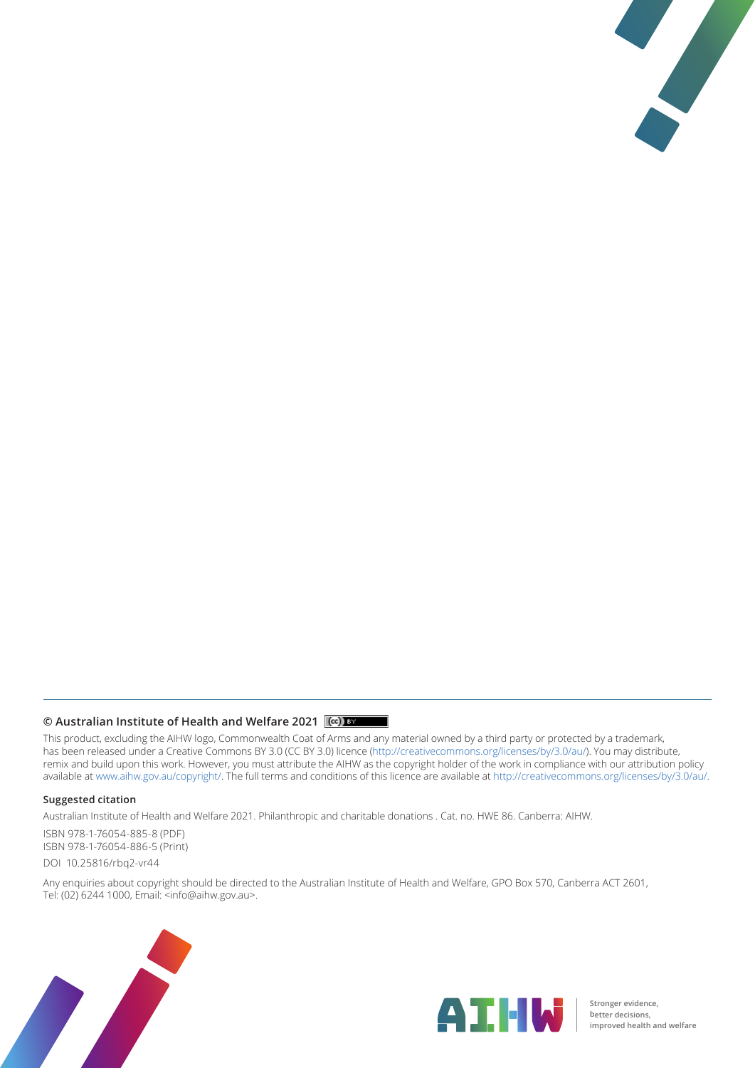**© Australian Institute of Health and Welfare 2021**

This product, excluding the AIHW logo, Commonwealth Coat of Arms and any material owned by a third party or protected by a trademark, has been released under a Creative Commons BY 3.0 (CC BY 3.0) licence (http://creativecommons.org/licenses/by/3.0/au/). You may distribute, remix and build upon this work. However, you must attribute the AIHW as the copyright holder of the work in compliance with our attribution policy available at www.aihw.gov.au/copyright/. The full terms and conditions of this licence are available at http://creativecommons.org/licenses/by/3.0/au/.

**Suggested citation**

Australian Institute of Health and Welfare 2021. Philanthropic and charitable donations . Cat. no. HWE 86. Canberra: AIHW.

ISBN 978-1-76054-885-8 (PDF)
ISBN 978-1-76054-886-5 (Print)

DOI 10.25816/rbq2-vr44

Any enquiries about copyright should be directed to the Australian Institute of Health and Welfare, GPO Box 570, Canberra ACT 2601, Tel: (02) 6244 1000, Email: <info@aihw.gov.au>.

Stronger evidence,
better decisions,
improved health and welfare